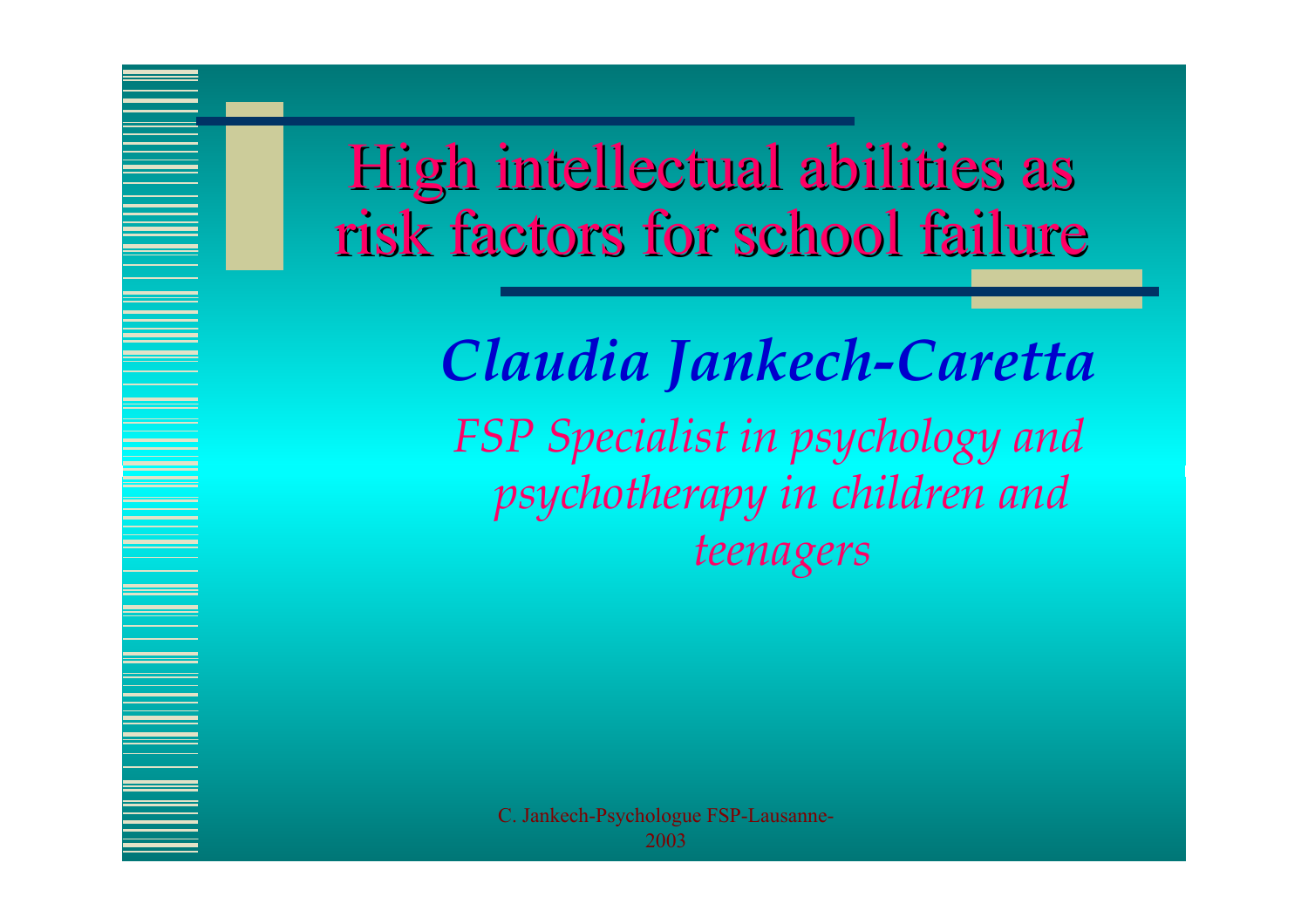# High intellectual abilities as risk factors for school failure

***Claudia Jankech-Caretta***

*FSP Specialist in psychology and psychotherapy in children and teenagers*

C. Jankech-Psychologue FSP-Lausanne-2003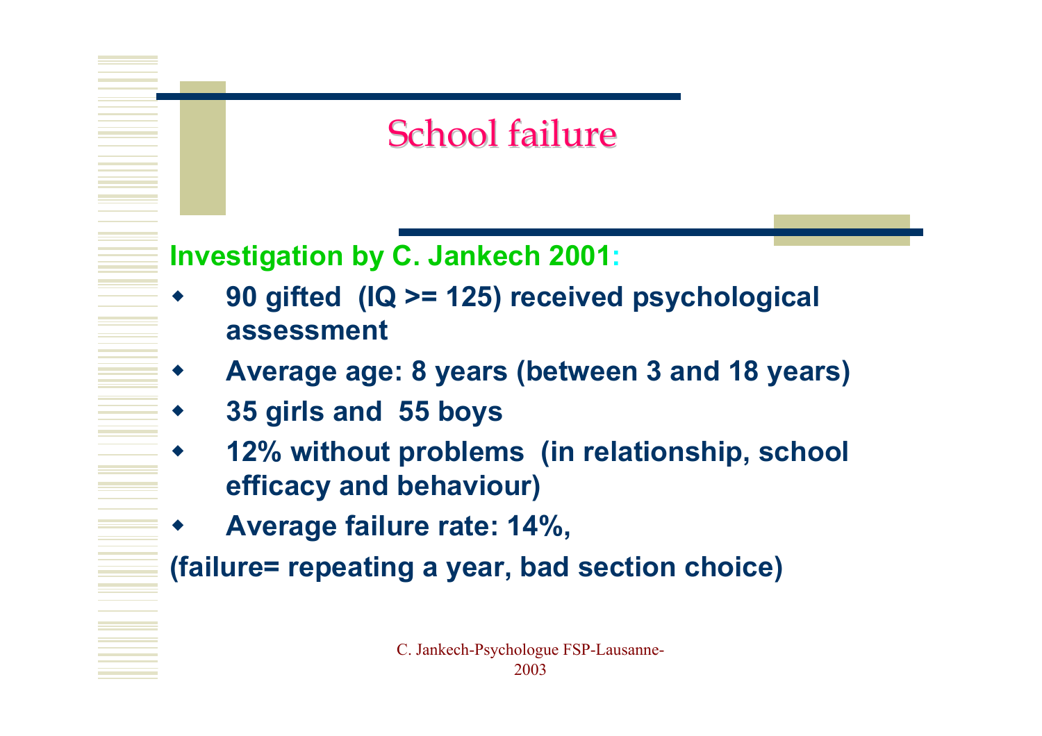# School failure

**Investigation by C. Jankech 2001:**

- **90 gifted (IQ >= 125) received psychological assessment**
- **Average age: 8 years (between 3 and 18 years)**
- **35 girls and 55 boys**
- **12% without problems (in relationship, school efficacy and behaviour)**
- **Average failure rate: 14%,**

**(failure= repeating a year, bad section choice)**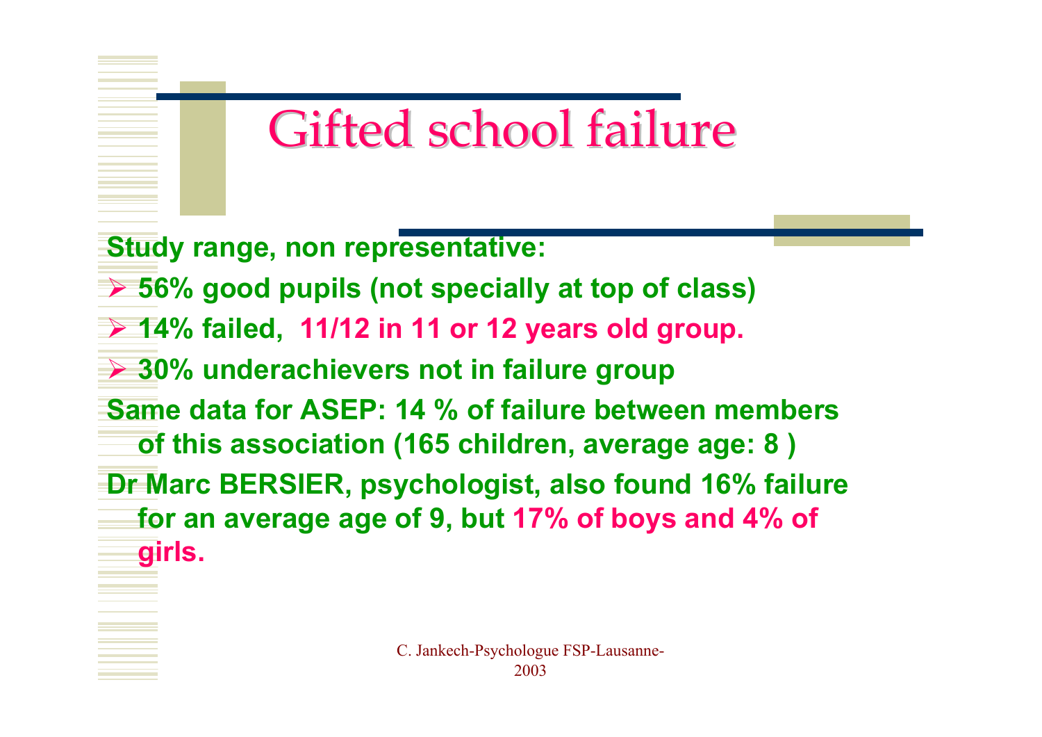# Gifted school failure

**Study range, non representative:**

- **56% good pupils (not specially at top of class)**
- **14% failed, 11/12 in 11 or 12 years old group.**
- **30% underachievers not in failure group**

**Same data for ASEP: 14 % of failure between members of this association (165 children, average age: 8 )**

**Dr Marc BERSIER, psychologist, also found 16% failure for an average age of 9, but 17% of boys and 4% of girls.**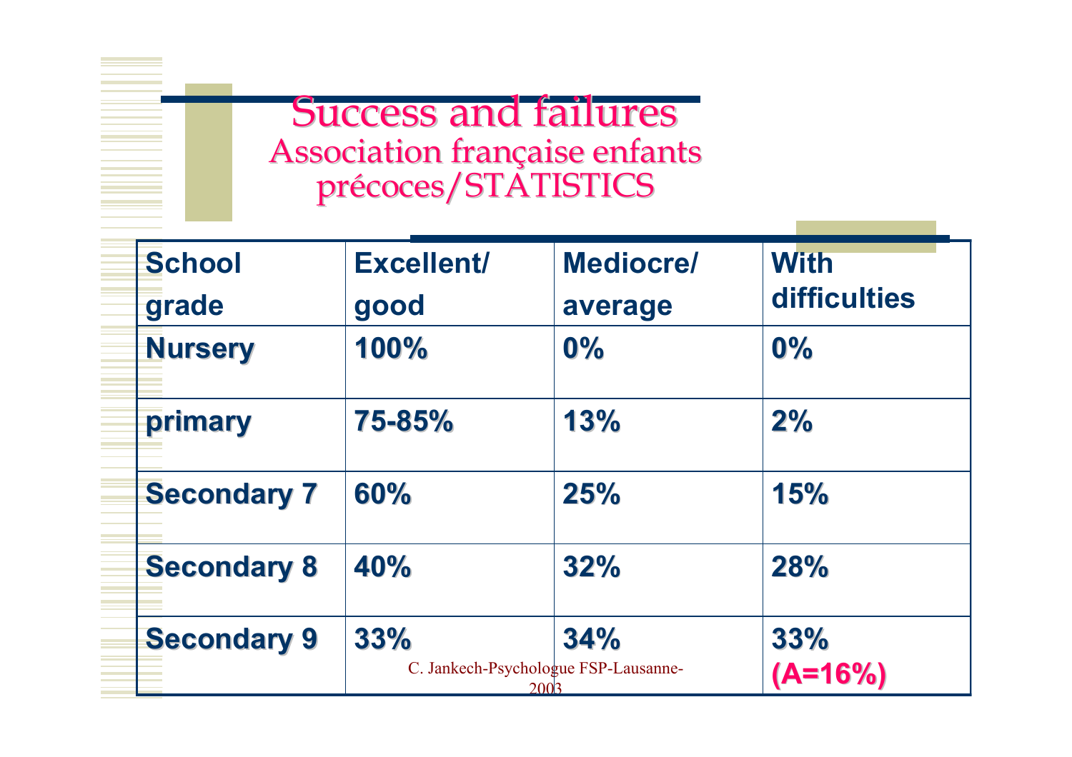# Success and failures

## Association française enfants précoces/STATISTICS

| School grade | Excellent/ good | Mediocre/ average | With difficulties |
|---|---|---|---|
| Nursery | 100% | 0% | 0% |
| primary | 75-85% | 13% | 2% |
| Secondary 7 | 60% | 25% | 15% |
| Secondary 8 | 40% | 32% | 28% |
| Secondary 9 | 33% | 34% | 33% (A=16%) |

C. Jankech-Psychologue FSP-Lausanne-2003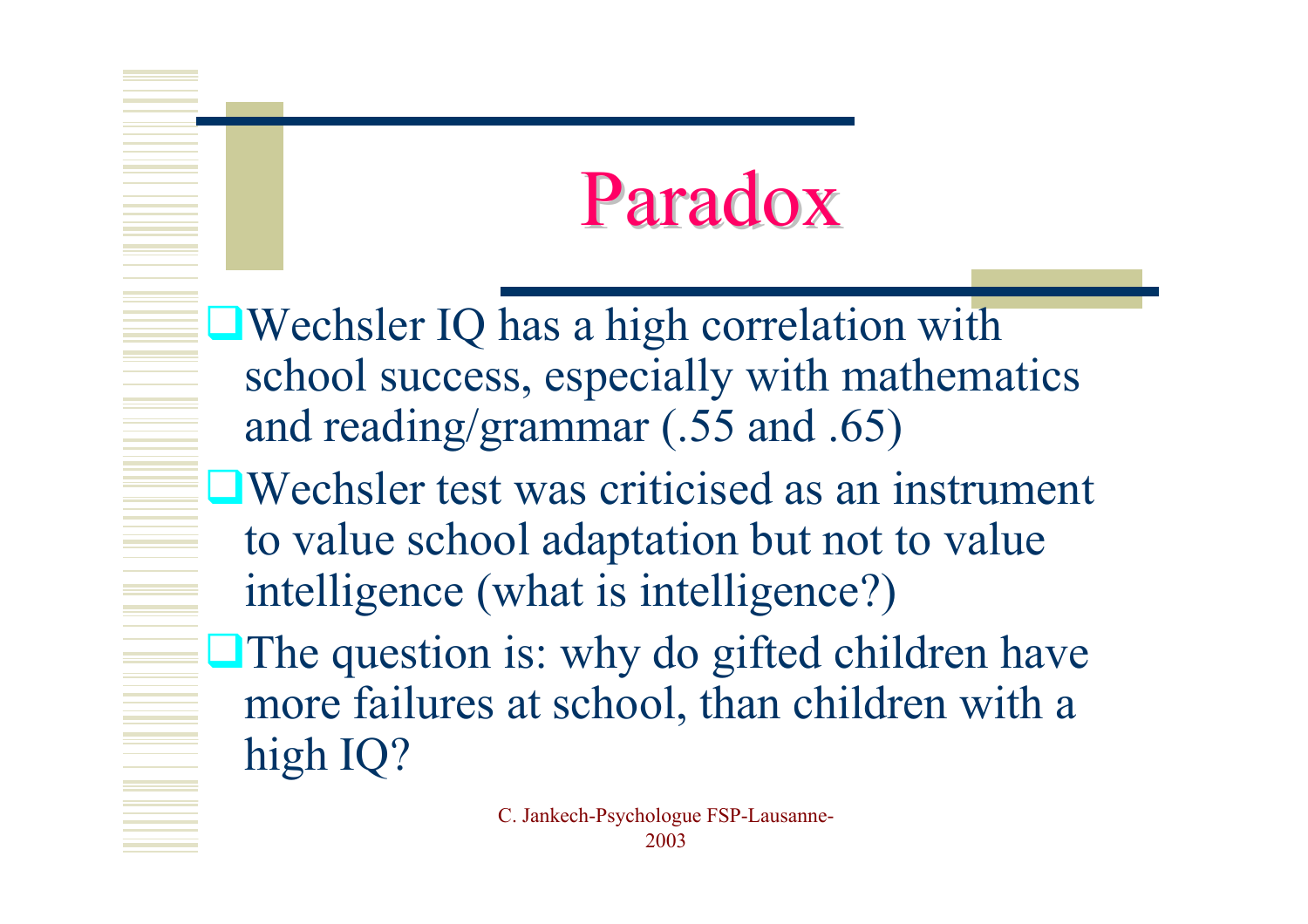# Paradox

- Wechsler IQ has a high correlation with school success, especially with mathematics and reading/grammar (.55 and .65)
- Wechsler test was criticised as an instrument to value school adaptation but not to value intelligence (what is intelligence?)
- The question is: why do gifted children have more failures at school, than children with a high IQ?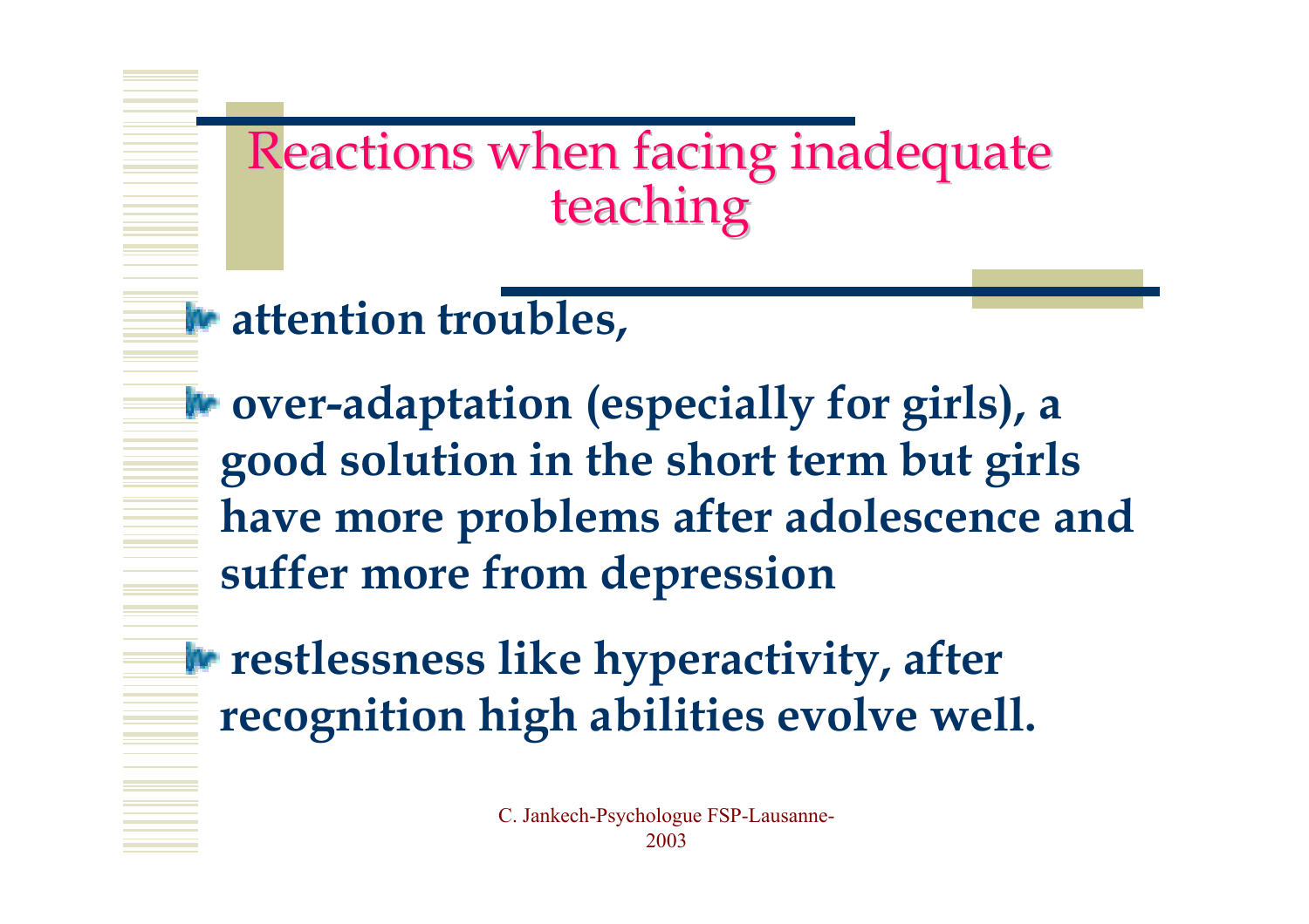# Reactions when facing inadequate teaching

- **attention troubles,**
- **over-adaptation (especially for girls), a good solution in the short term but girls have more problems after adolescence and suffer more from depression**
- **restlessness like hyperactivity, after recognition high abilities evolve well.**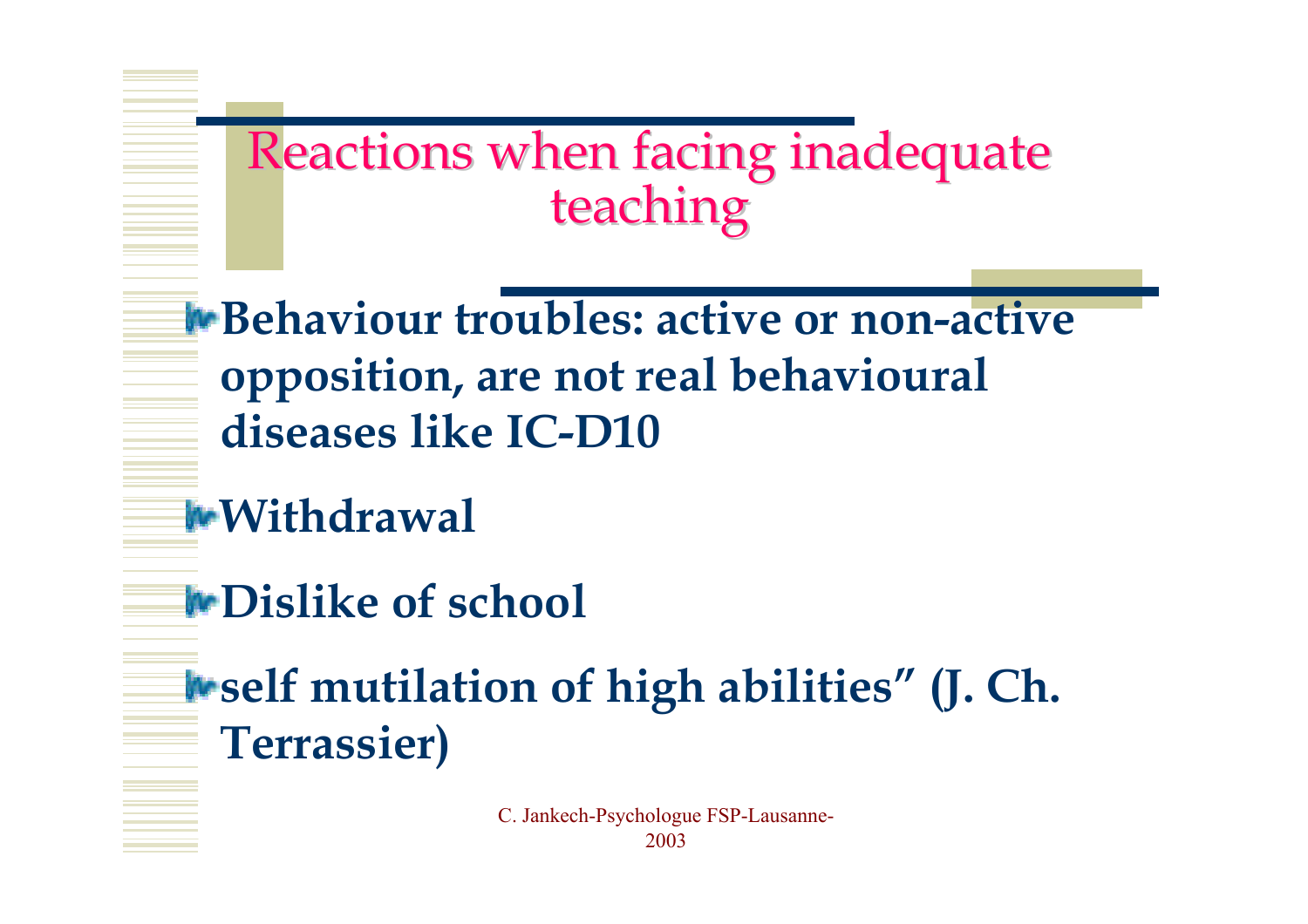# Reactions when facing inadequate teaching

- **Behaviour troubles: active or non-active opposition, are not real behavioural diseases like IC-D10**
- **Withdrawal**
- **Dislike of school**
- **self mutilation of high abilities" (J. Ch. Terrassier)**

C. Jankech-Psychologue FSP-Lausanne-2003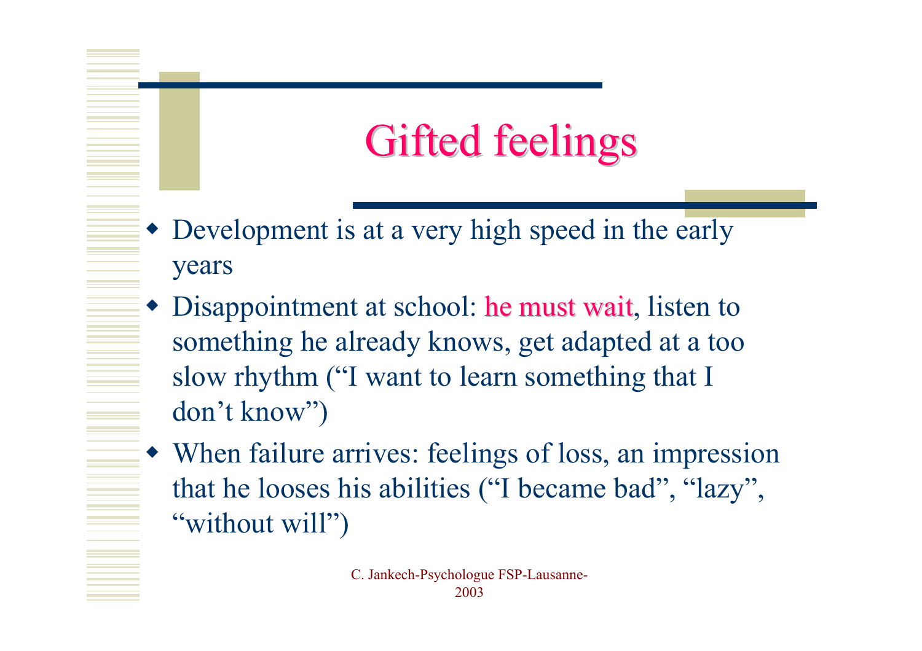# Gifted feelings

- Development is at a very high speed in the early years
- Disappointment at school: he must wait, listen to something he already knows, get adapted at a too slow rhythm (“I want to learn something that I don’t know”)
- When failure arrives: feelings of loss, an impression that he looses his abilities (“I became bad”, “lazy”, “without will”)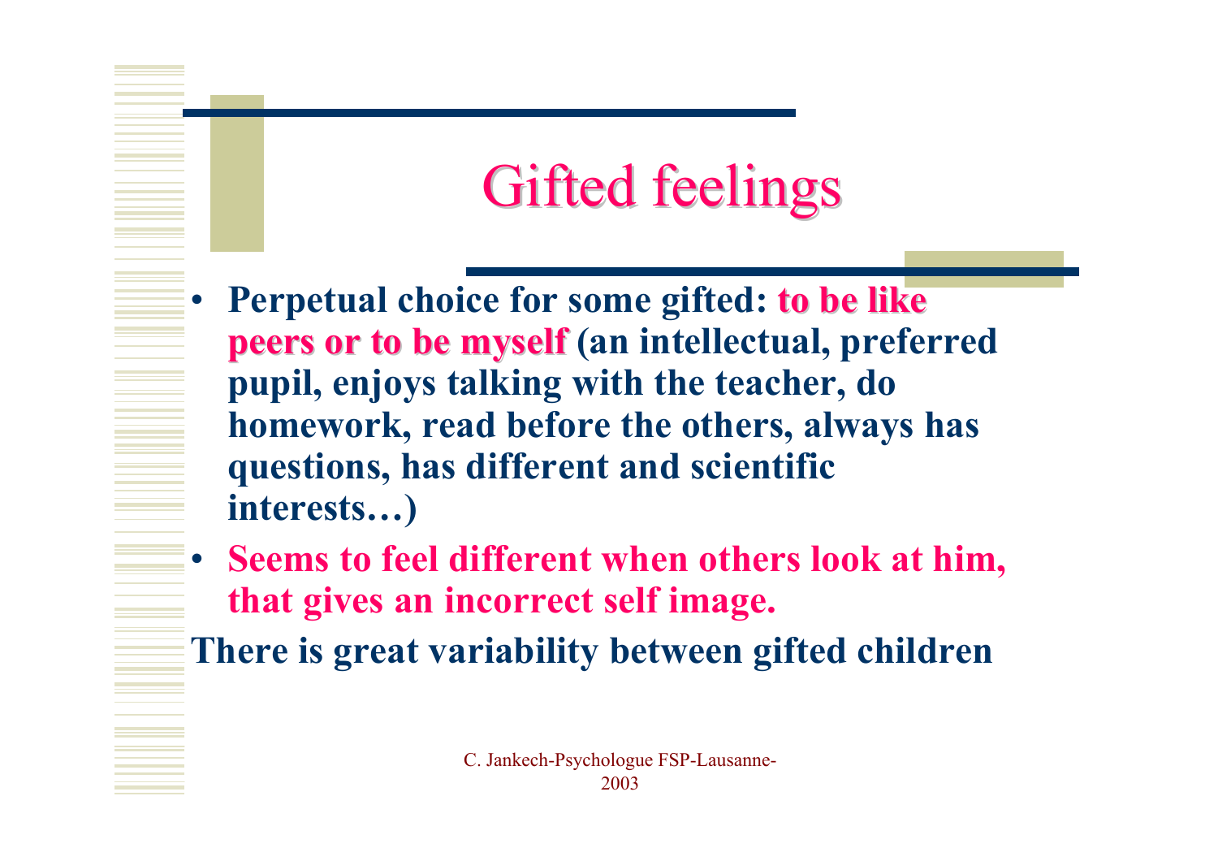# Gifted feelings

- **Perpetual choice for some gifted: to be like peers or to be myself (an intellectual, preferred pupil, enjoys talking with the teacher, do homework, read before the others, always has questions, has different and scientific interests…)**
- **Seems to feel different when others look at him, that gives an incorrect self image.**

**There is great variability between gifted children**

C. Jankech-Psychologue FSP-Lausanne-2003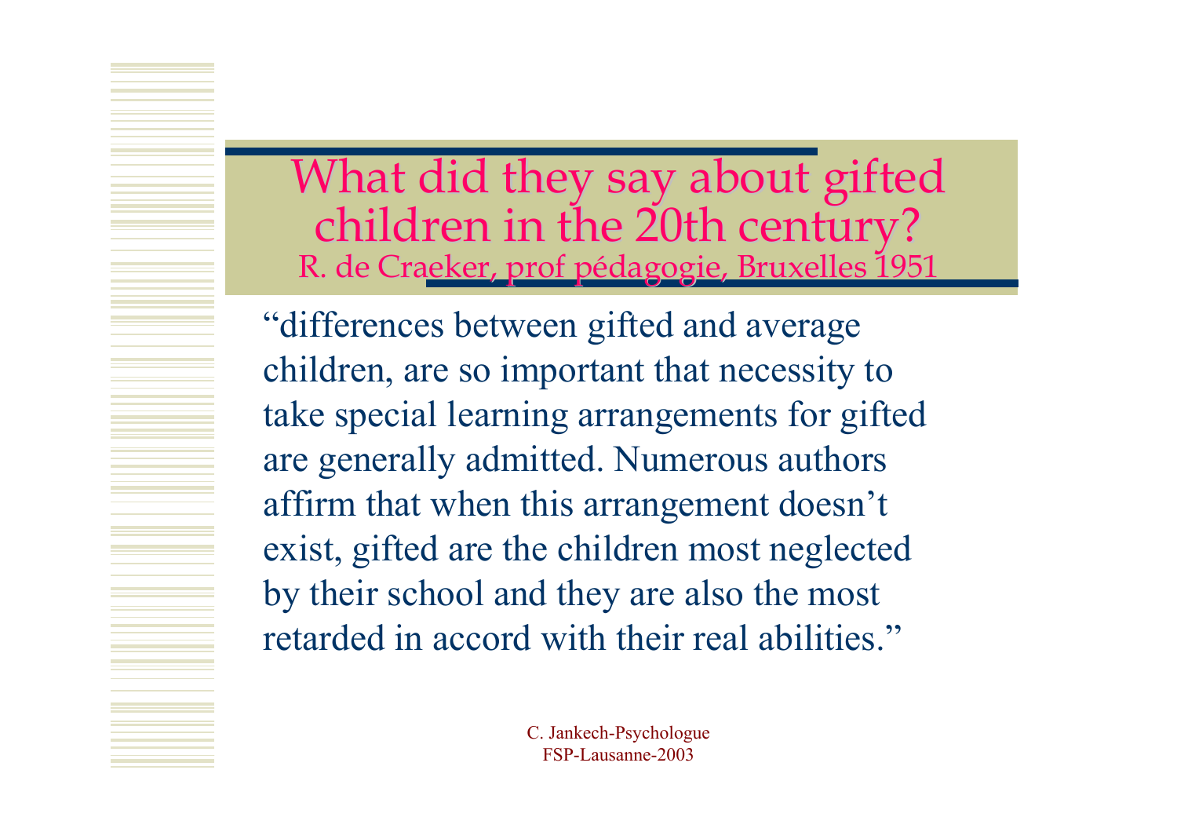# What did they say about gifted children in the 20th century?

R. de Craeker, prof pédagogie, Bruxelles 1951

"differences between gifted and average children, are so important that necessity to take special learning arrangements for gifted are generally admitted. Numerous authors affirm that when this arrangement doesn't exist, gifted are the children most neglected by their school and they are also the most retarded in accord with their real abilities."

C. Jankech-Psychologue
FSP-Lausanne-2003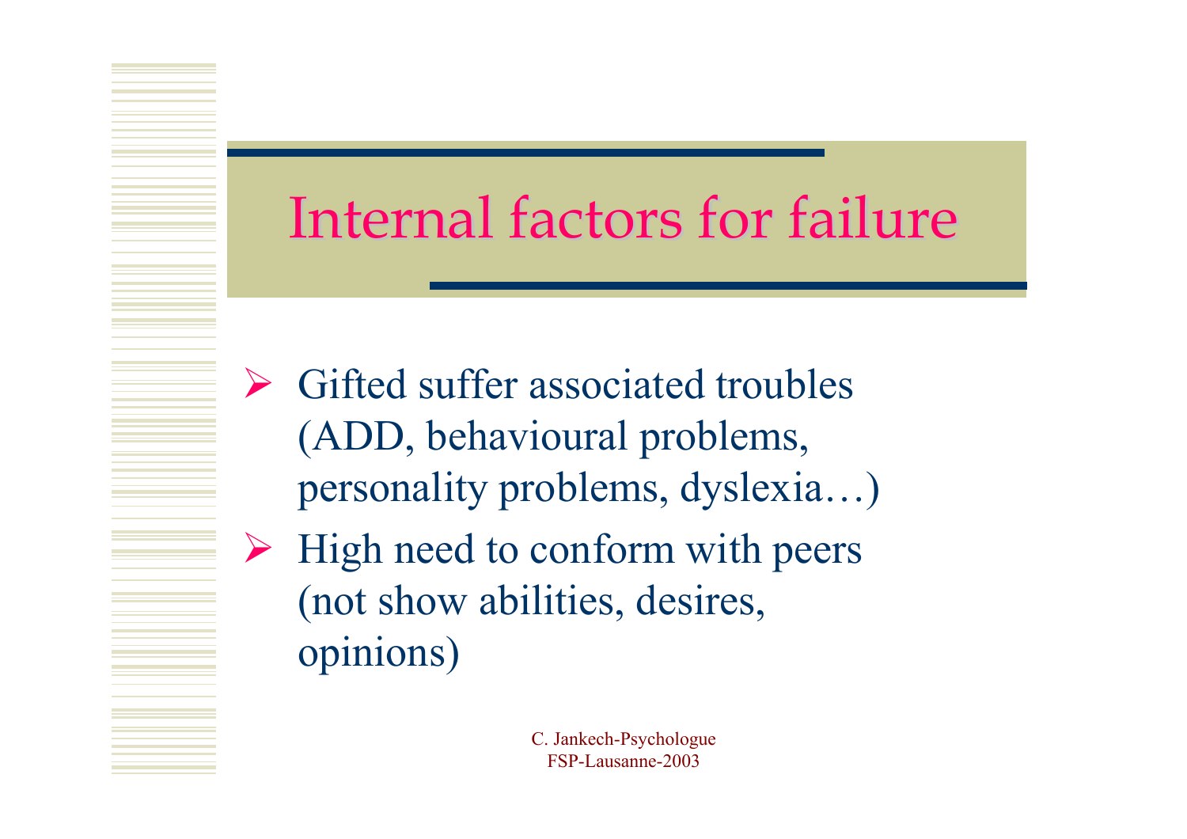# Internal factors for failure

- Gifted suffer associated troubles (ADD, behavioural problems, personality problems, dyslexia…)
- High need to conform with peers (not show abilities, desires, opinions)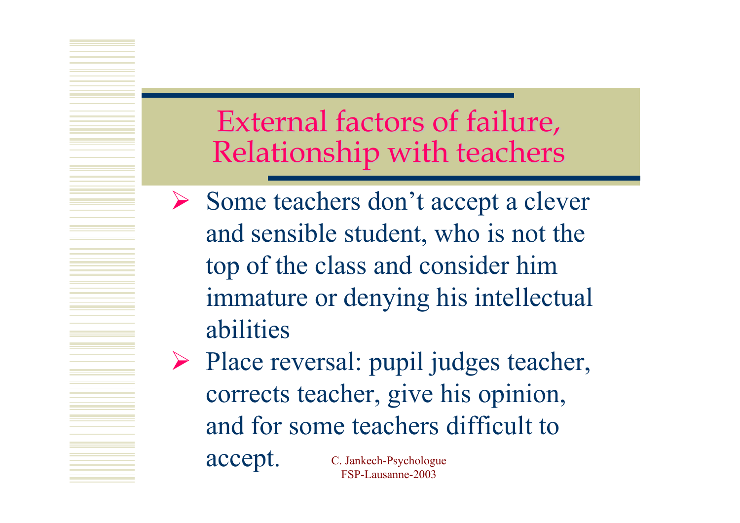# External factors of failure, Relationship with teachers

- Some teachers don’t accept a clever and sensible student, who is not the top of the class and consider him immature or denying his intellectual abilities
- Place reversal: pupil judges teacher, corrects teacher, give his opinion, and for some teachers difficult to accept.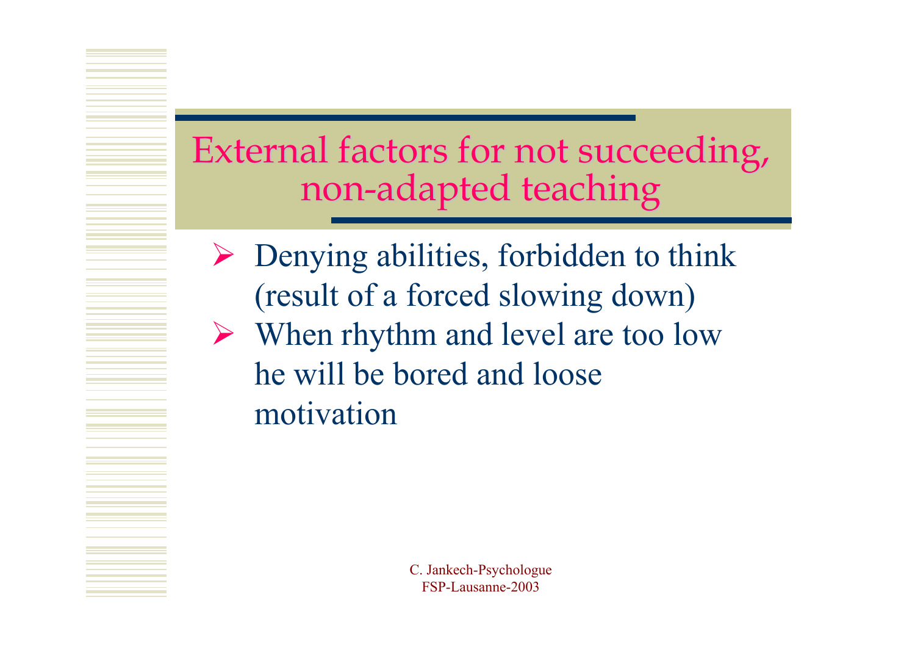# External factors for not succeeding, non-adapted teaching

- Denying abilities, forbidden to think (result of a forced slowing down)
- When rhythm and level are too low he will be bored and loose motivation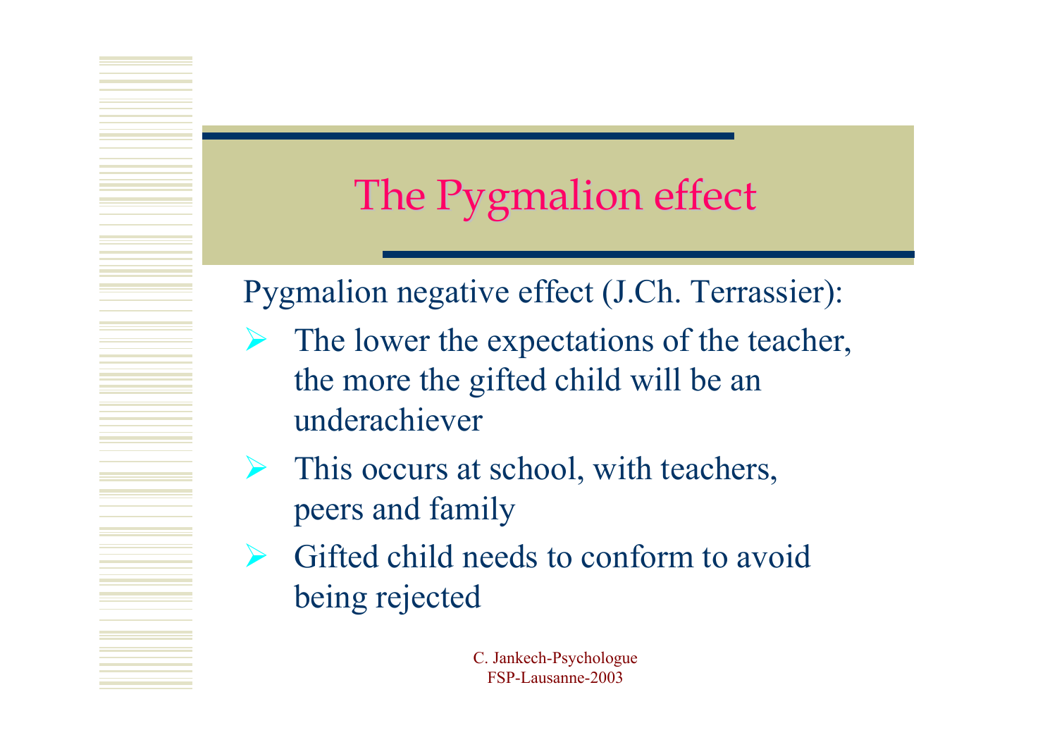# The Pygmalion effect

Pygmalion negative effect (J.Ch. Terrassier):

- The lower the expectations of the teacher, the more the gifted child will be an underachiever
- This occurs at school, with teachers, peers and family
- Gifted child needs to conform to avoid being rejected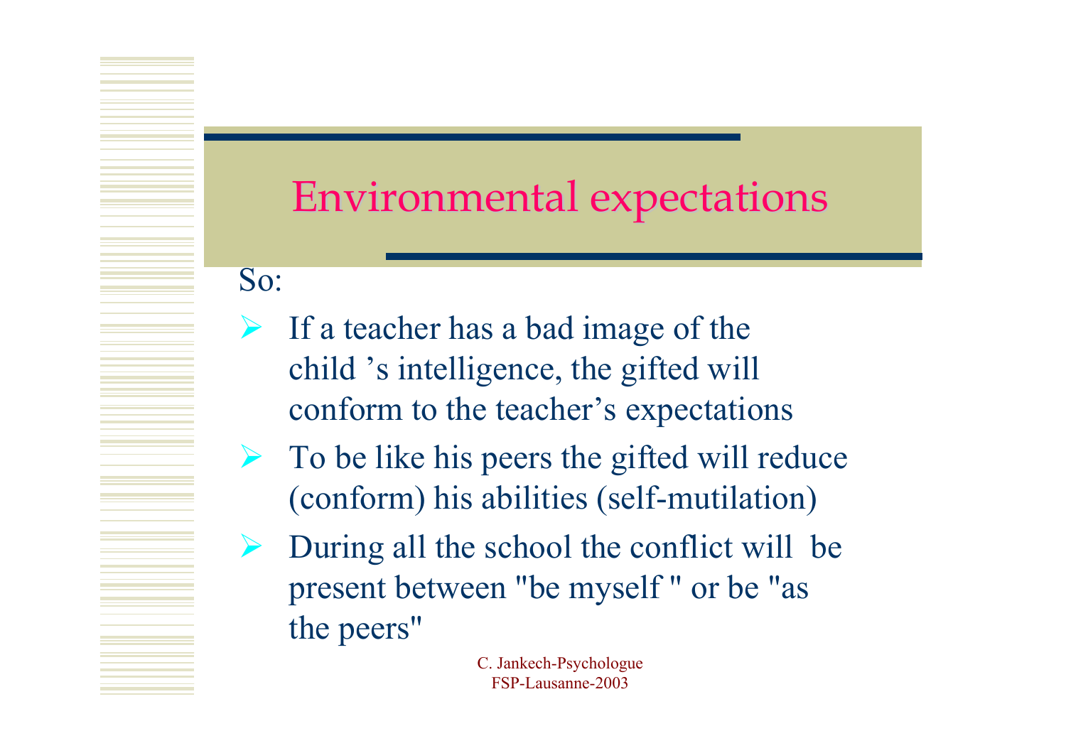# Environmental expectations

So:

- If a teacher has a bad image of the child 's intelligence, the gifted will conform to the teacher's expectations
- To be like his peers the gifted will reduce (conform) his abilities (self-mutilation)
- During all the school the conflict will be present between "be myself " or be "as the peers"

C. Jankech-Psychologue
FSP-Lausanne-2003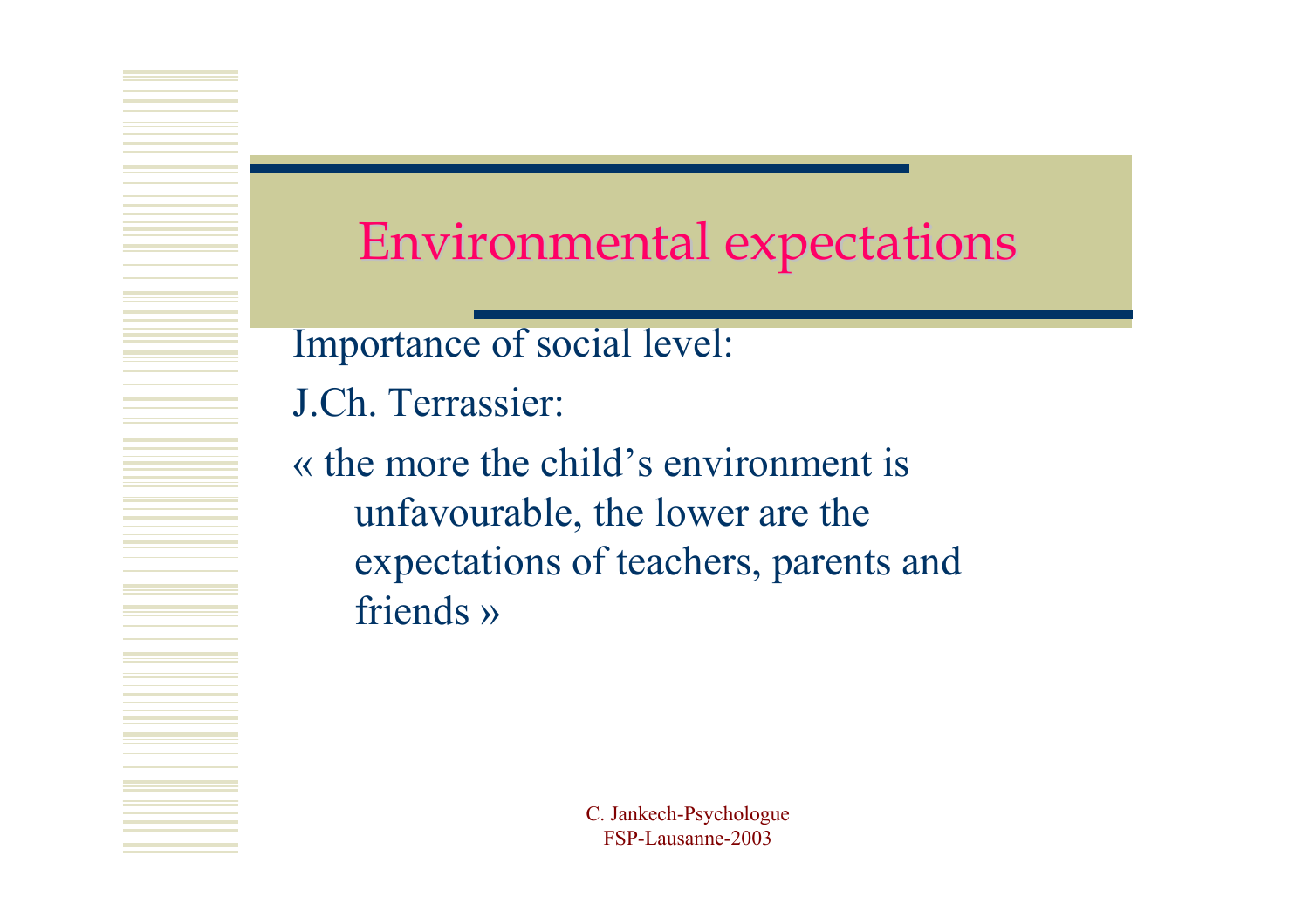# Environmental expectations

Importance of social level:

J.Ch. Terrassier:

« the more the child's environment is unfavourable, the lower are the expectations of teachers, parents and friends »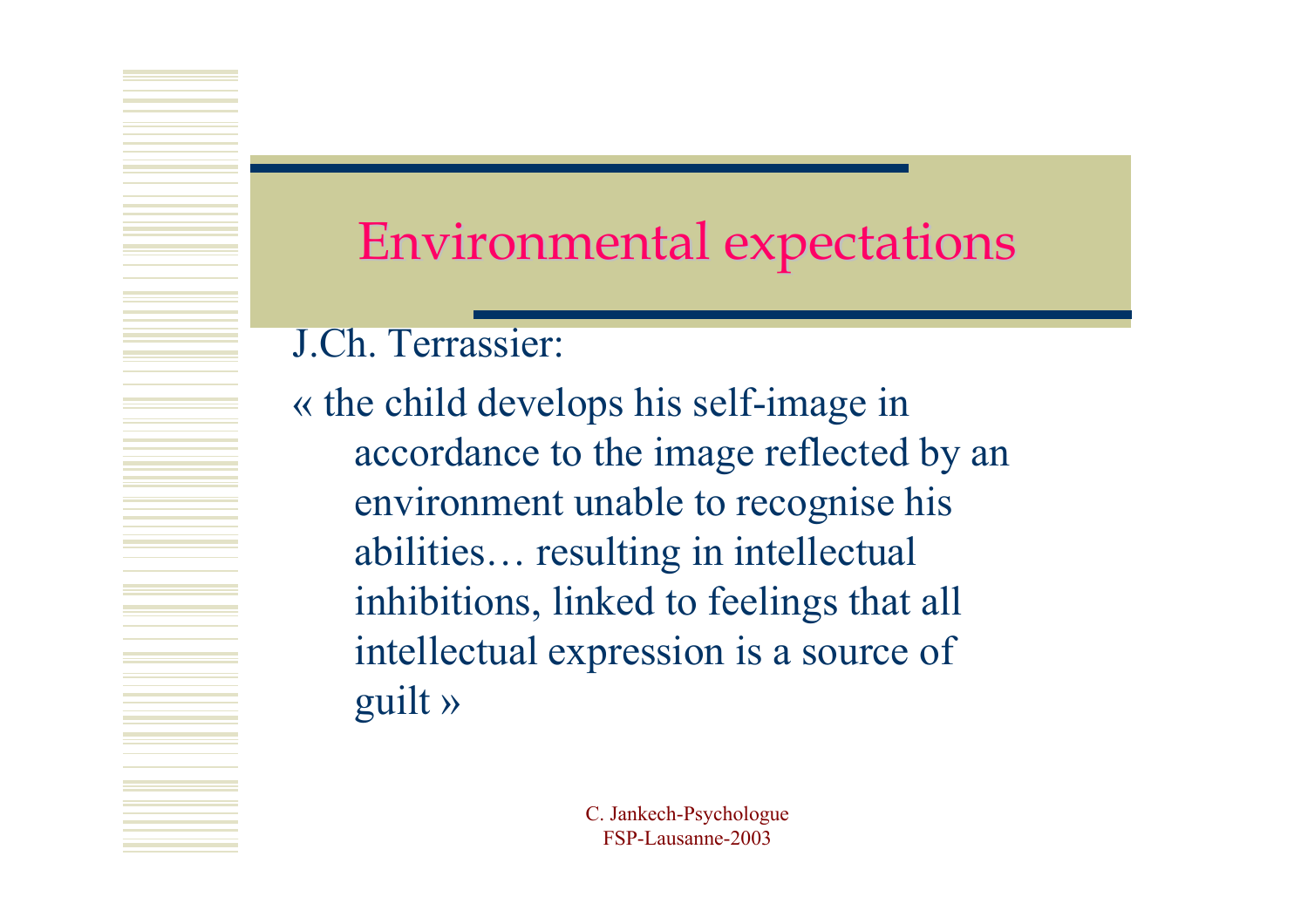# Environmental expectations

J.Ch. Terrassier:

« the child develops his self-image in accordance to the image reflected by an environment unable to recognise his abilities… resulting in intellectual inhibitions, linked to feelings that all intellectual expression is a source of guilt »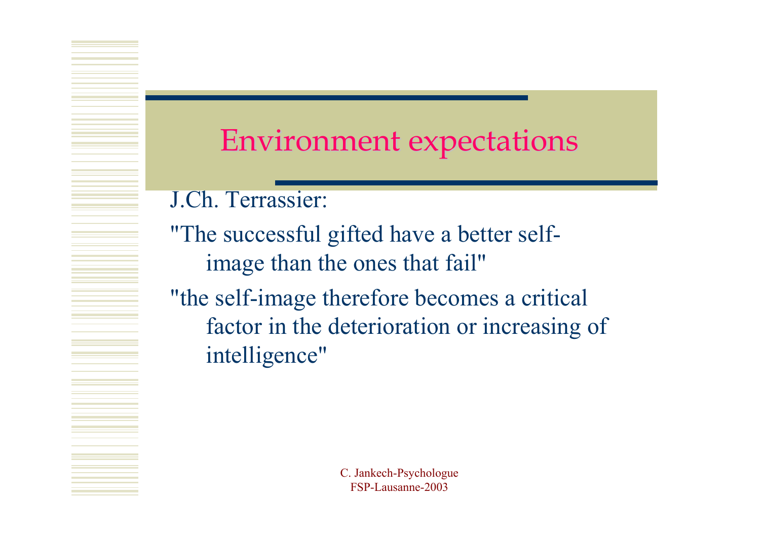# Environment expectations

J.Ch. Terrassier:

"The successful gifted have a better self-image than the ones that fail"

"the self-image therefore becomes a critical factor in the deterioration or increasing of intelligence"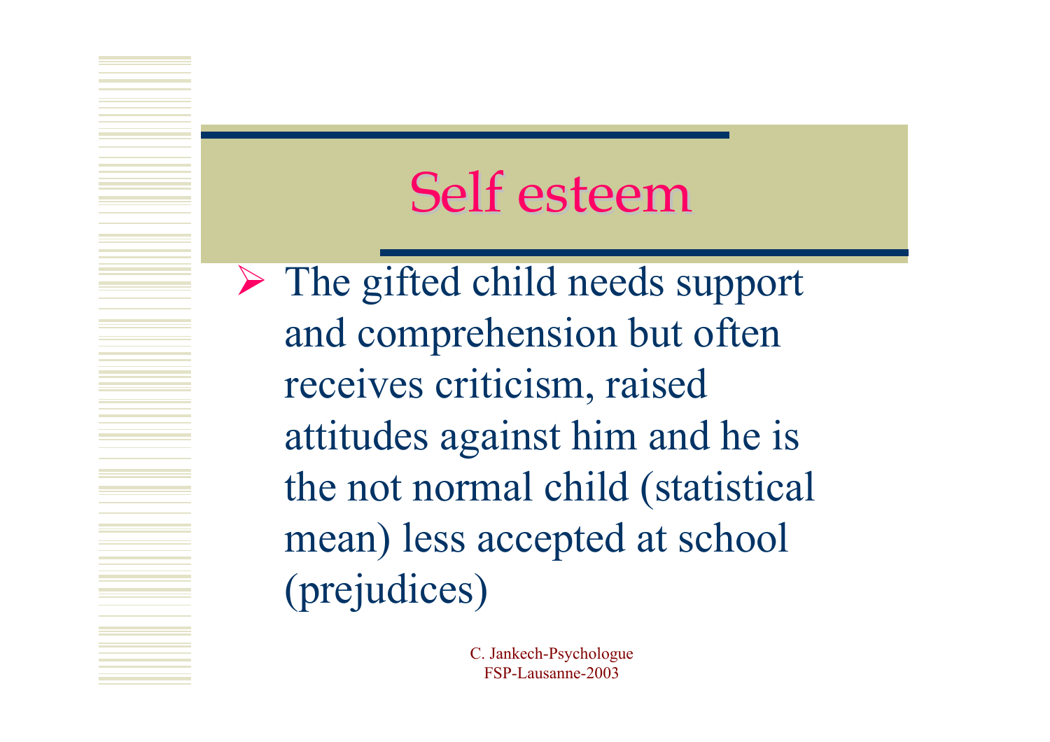# Self esteem

- The gifted child needs support and comprehension but often receives criticism, raised attitudes against him and he is the not normal child (statistical mean) less accepted at school (prejudices)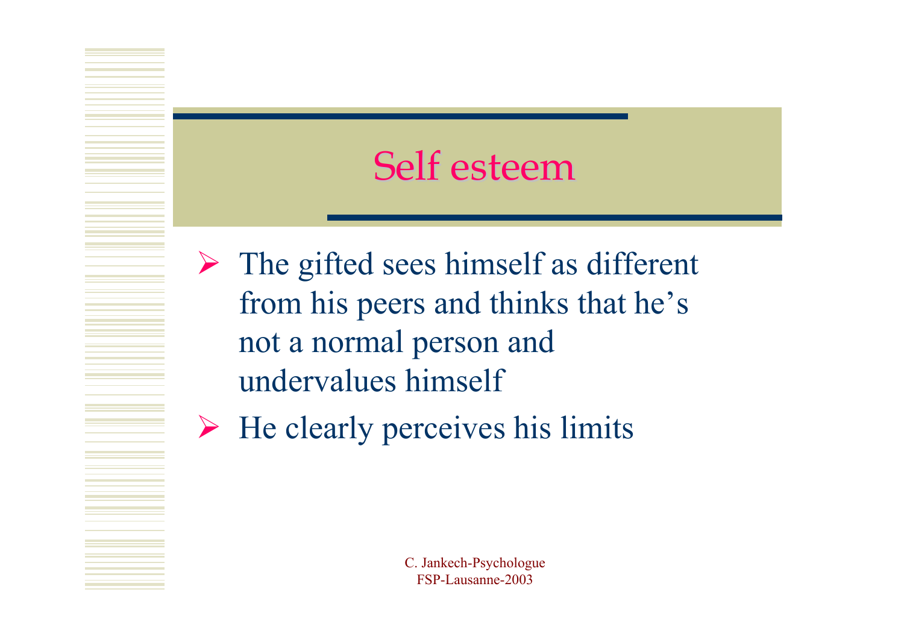# Self esteem

- The gifted sees himself as different from his peers and thinks that he's not a normal person and undervalues himself
- He clearly perceives his limits

C. Jankech-Psychologue
FSP-Lausanne-2003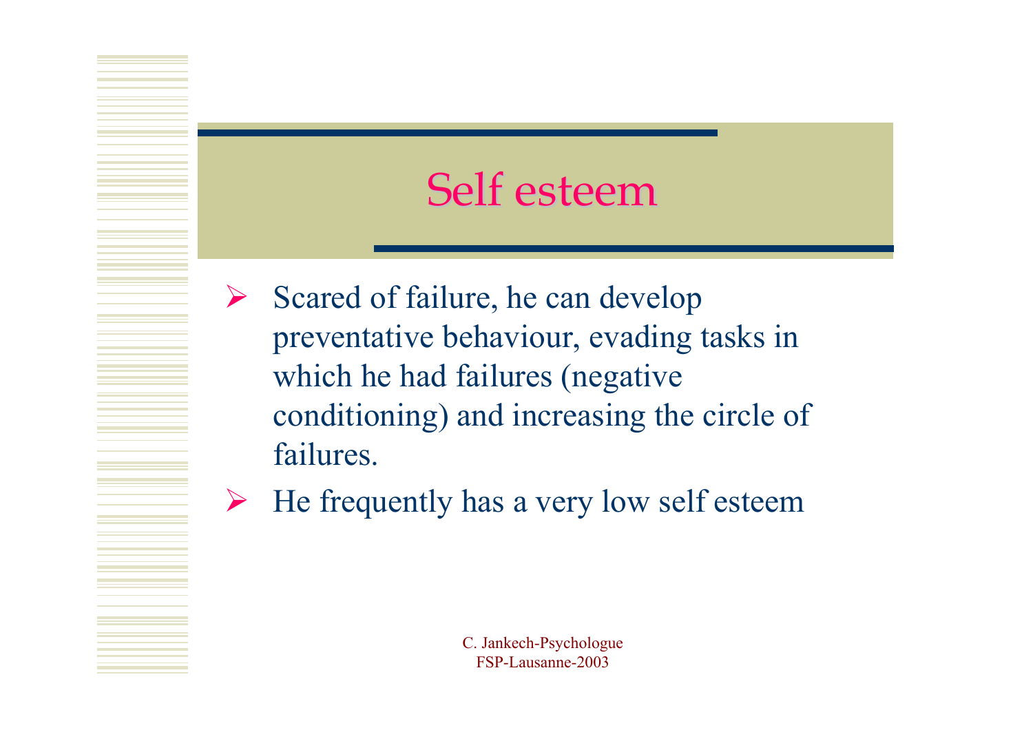# Self esteem

- Scared of failure, he can develop preventative behaviour, evading tasks in which he had failures (negative conditioning) and increasing the circle of failures.
- He frequently has a very low self esteem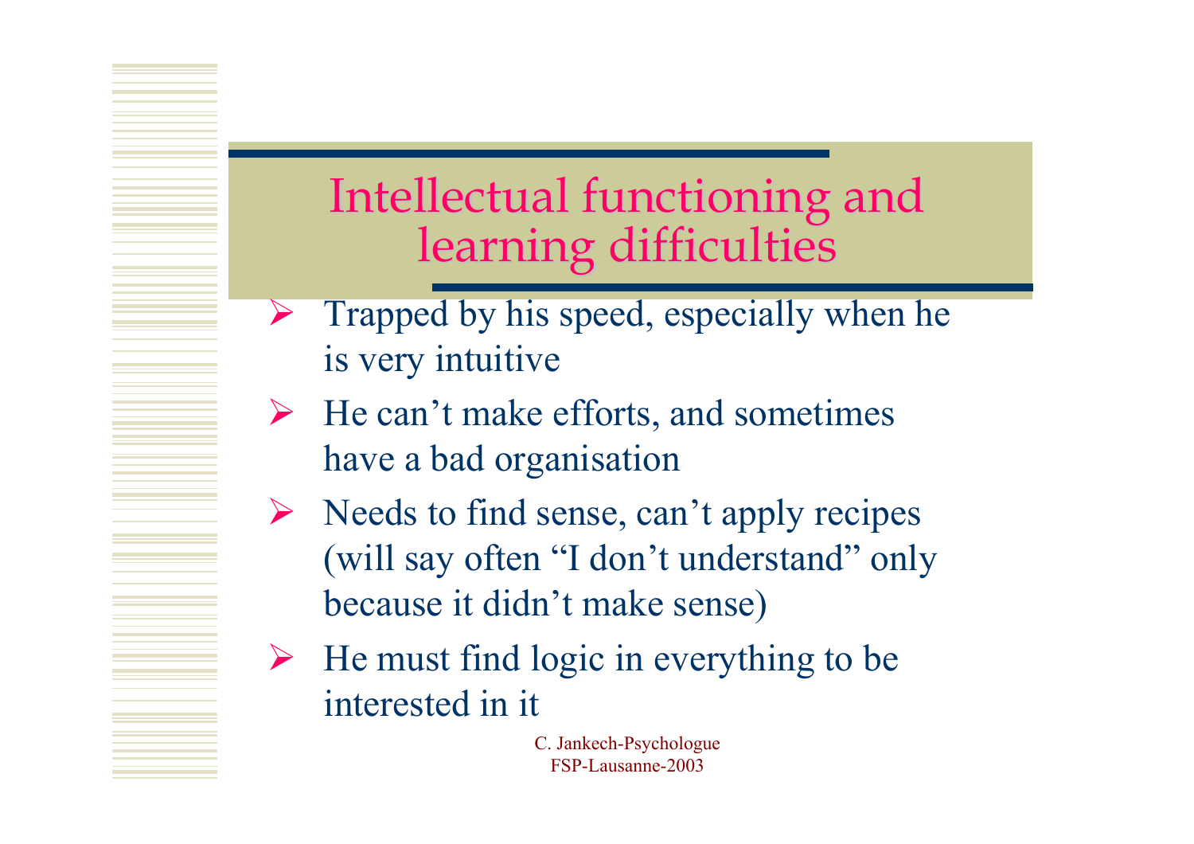# Intellectual functioning and learning difficulties

- Trapped by his speed, especially when he is very intuitive
- He can't make efforts, and sometimes have a bad organisation
- Needs to find sense, can't apply recipes (will say often "I don't understand" only because it didn't make sense)
- He must find logic in everything to be interested in it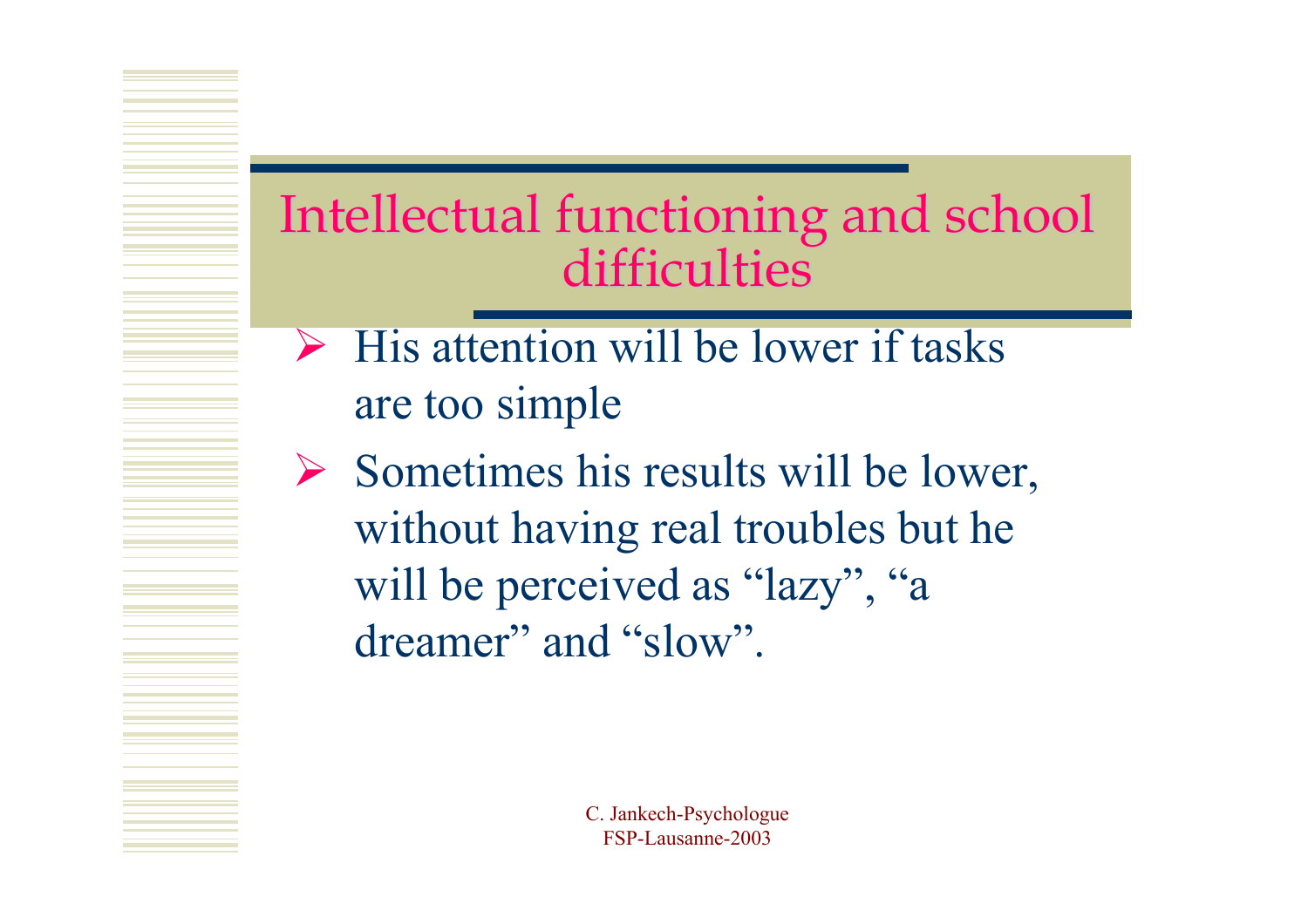# Intellectual functioning and school difficulties

- His attention will be lower if tasks are too simple
- Sometimes his results will be lower, without having real troubles but he will be perceived as “lazy”, “a dreamer” and “slow”.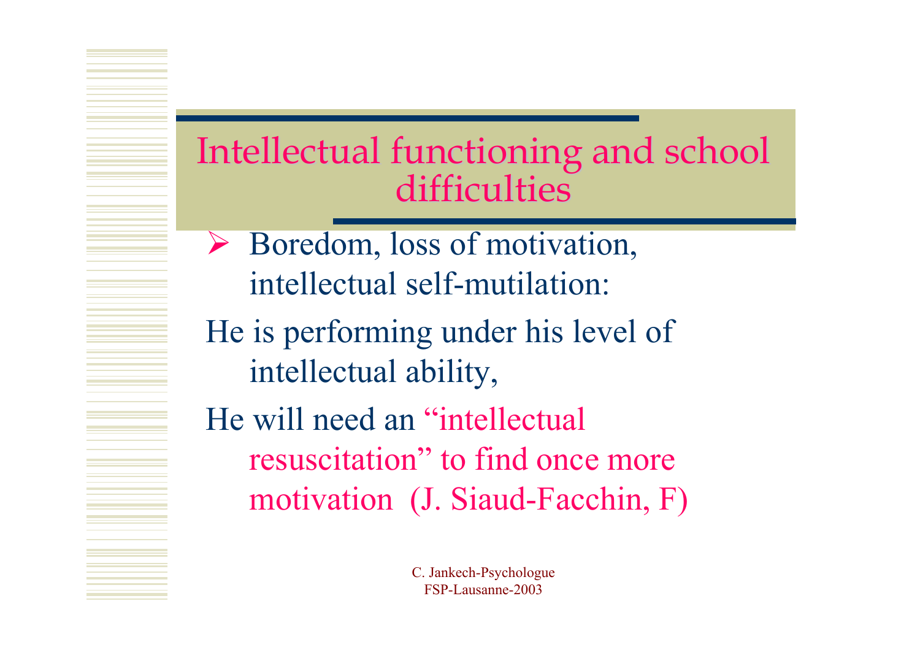# Intellectual functioning and school difficulties

- Boredom, loss of motivation, intellectual self-mutilation:

He is performing under his level of intellectual ability,

He will need an "intellectual resuscitation" to find once more motivation (J. Siaud-Facchin, F)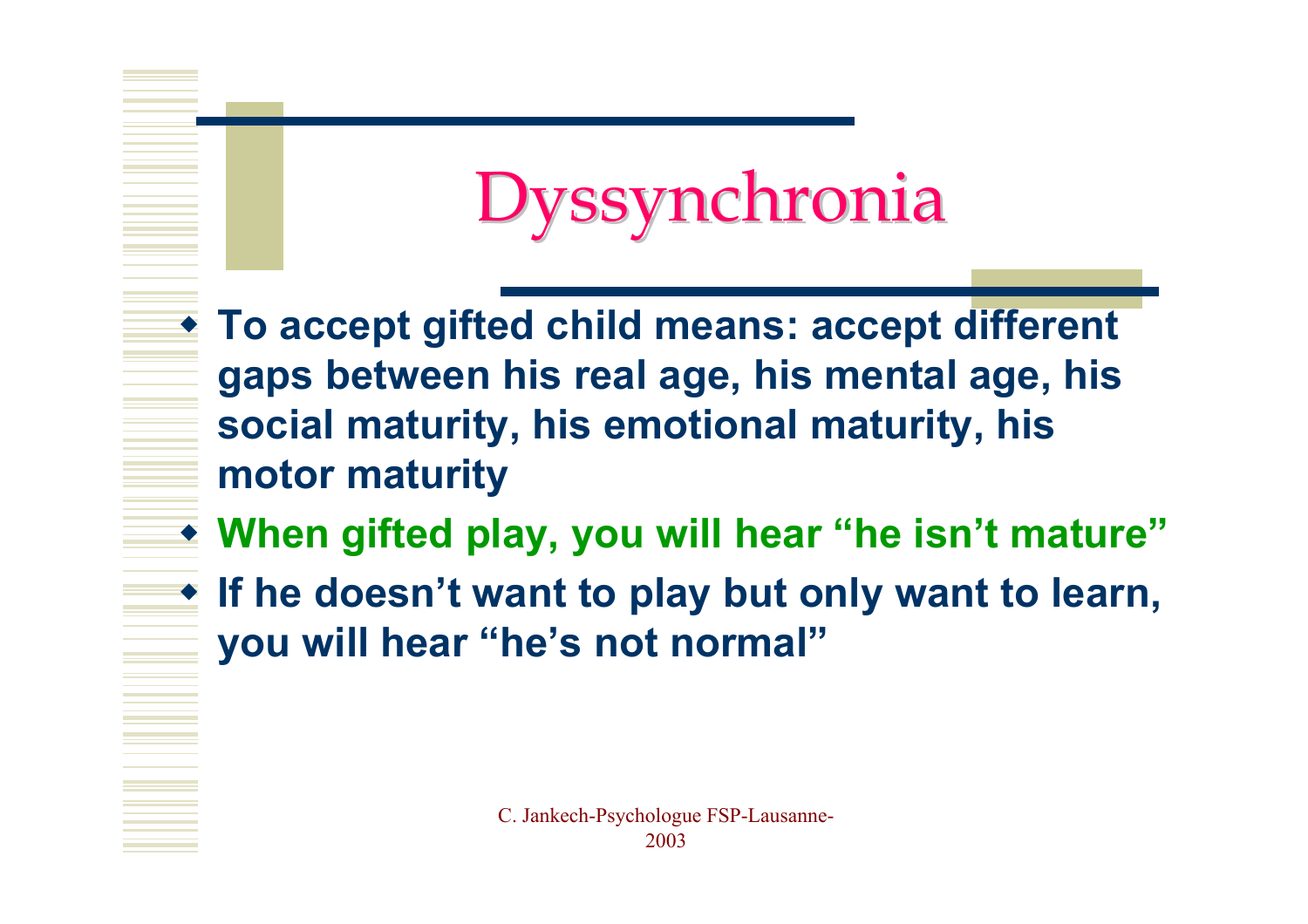# Dyssynchronia

- **To accept gifted child means: accept different gaps between his real age, his mental age, his social maturity, his emotional maturity, his motor maturity**
- **When gifted play, you will hear "he isn't mature"**
- **If he doesn't want to play but only want to learn, you will hear "he's not normal"**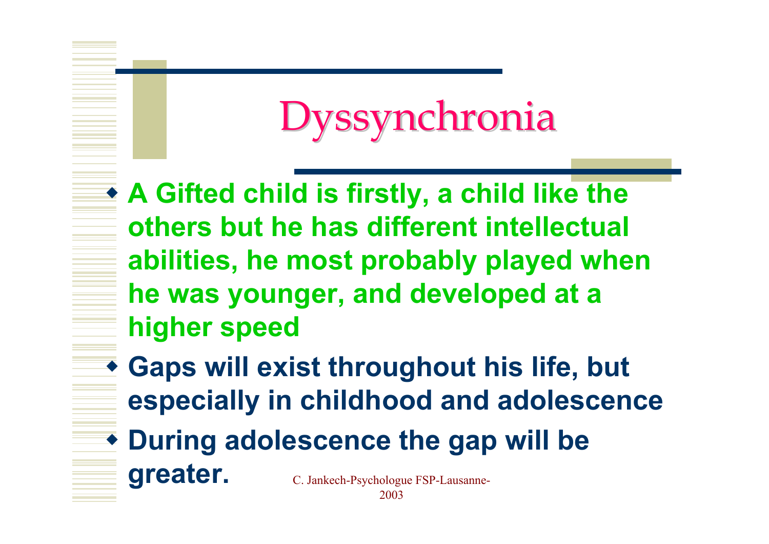# Dyssynchronia

- **A Gifted child is firstly, a child like the others but he has different intellectual abilities, he most probably played when he was younger, and developed at a higher speed**
- **Gaps will exist throughout his life, but especially in childhood and adolescence**
- **During adolescence the gap will be greater.**

C. Jankech-Psychologue FSP-Lausanne-2003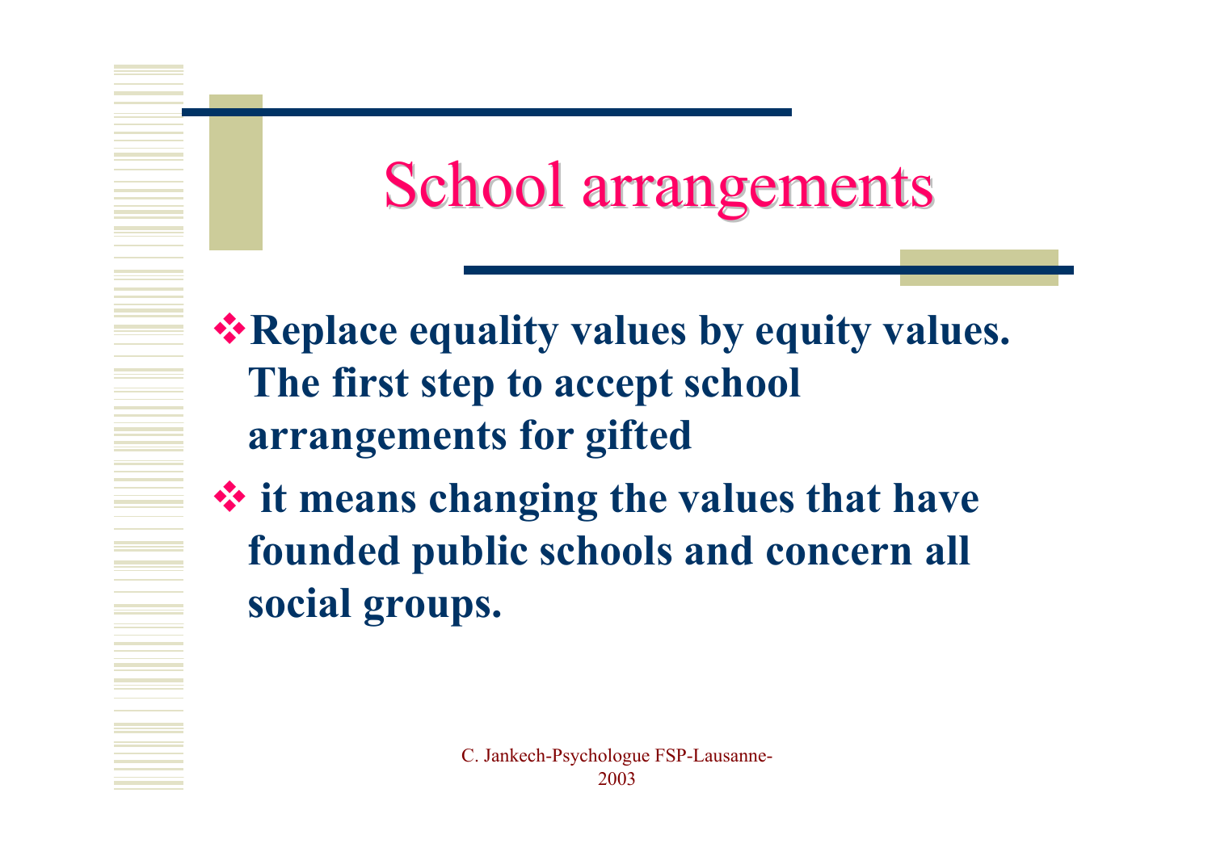# School arrangements

- **Replace equality values by equity values. The first step to accept school arrangements for gifted**
- **it means changing the values that have founded public schools and concern all social groups.**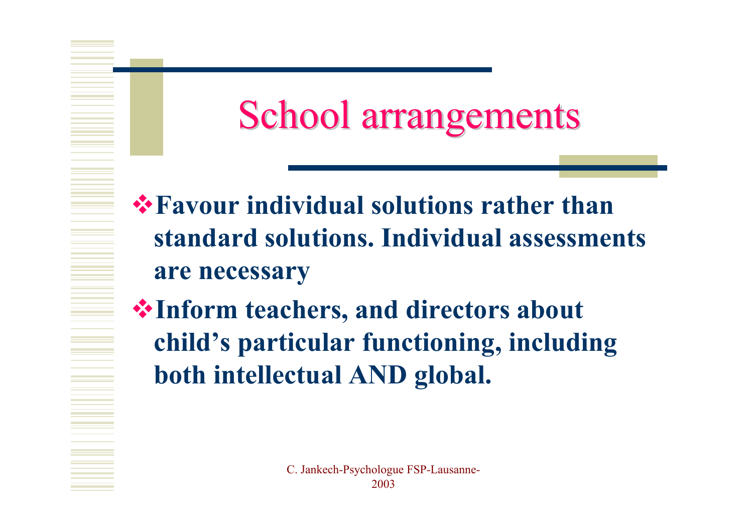# School arrangements

- **Favour individual solutions rather than standard solutions. Individual assessments are necessary**
- **Inform teachers, and directors about child's particular functioning, including both intellectual AND global.**

C. Jankech-Psychologue FSP-Lausanne-2003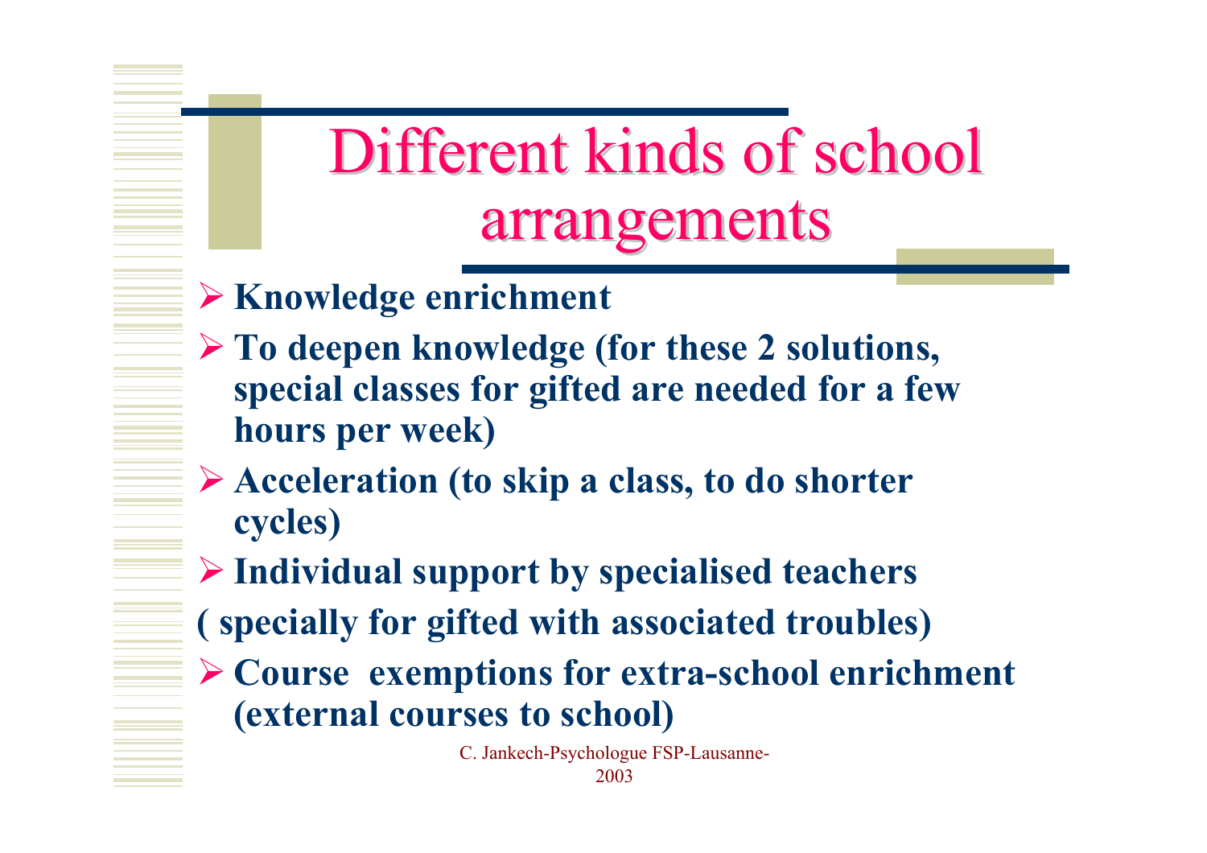# Different kinds of school arrangements

- **Knowledge enrichment**
- **To deepen knowledge (for these 2 solutions, special classes for gifted are needed for a few hours per week)**
- **Acceleration (to skip a class, to do shorter cycles)**
- **Individual support by specialised teachers**

**( specially for gifted with associated troubles)**

- **Course exemptions for extra-school enrichment (external courses to school)**

C. Jankech-Psychologue FSP-Lausanne-2003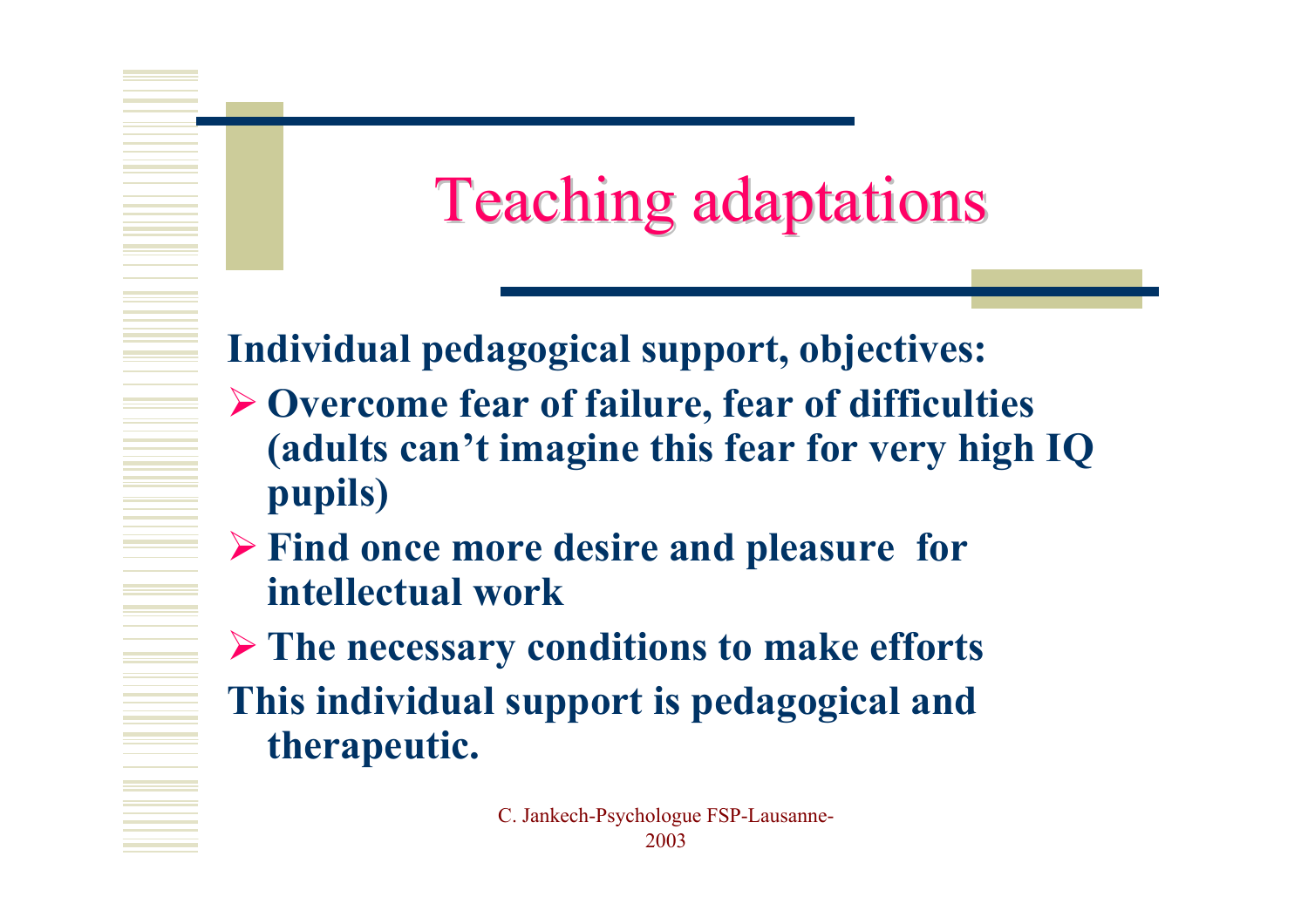# Teaching adaptations

**Individual pedagogical support, objectives:**

- **Overcome fear of failure, fear of difficulties (adults can't imagine this fear for very high IQ pupils)**
- **Find once more desire and pleasure for intellectual work**
- **The necessary conditions to make efforts**

**This individual support is pedagogical and therapeutic.**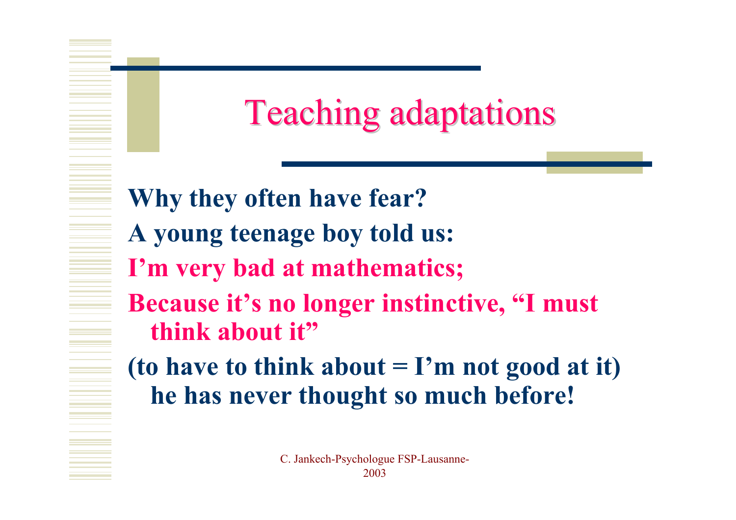# Teaching adaptations

**Why they often have fear?**

**A young teenage boy told us:**

**I'm very bad at mathematics;**

**Because it's no longer instinctive, "I must think about it"**

**(to have to think about = I'm not good at it) he has never thought so much before!**

C. Jankech-Psychologue FSP-Lausanne-2003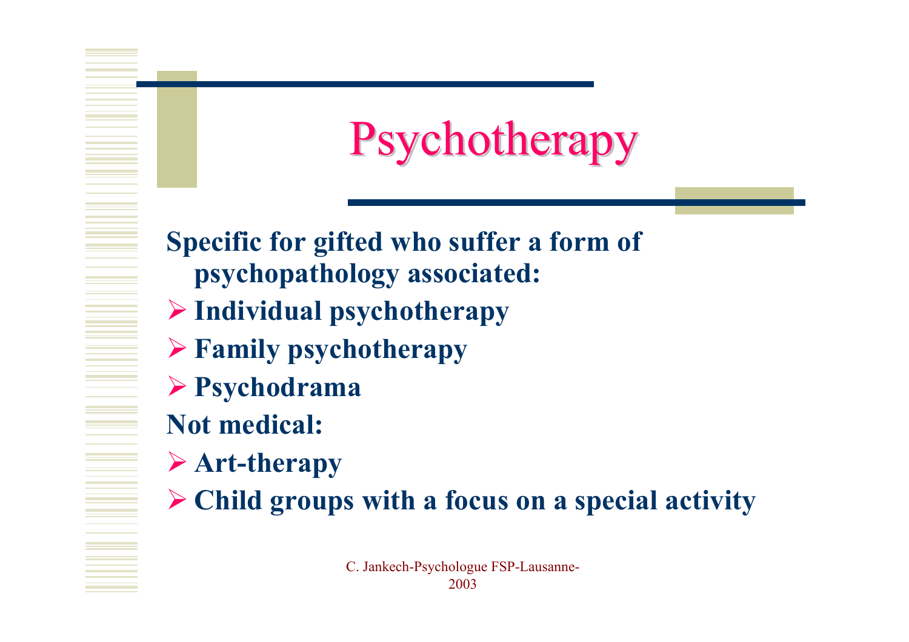# Psychotherapy

**Specific for gifted who suffer a form of psychopathology associated:**

- **Individual psychotherapy**
- **Family psychotherapy**
- **Psychodrama**

**Not medical:**

- **Art-therapy**
- **Child groups with a focus on a special activity**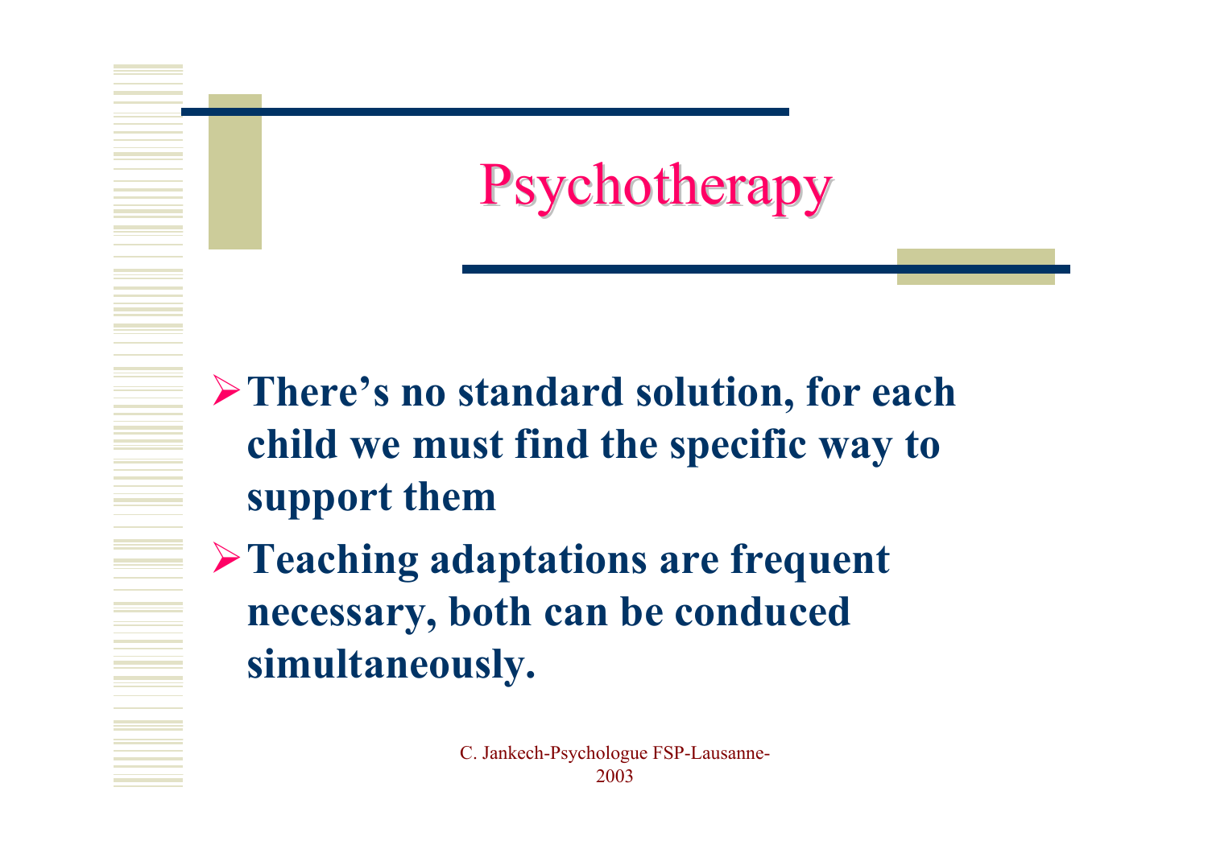# Psychotherapy

- **There's no standard solution, for each child we must find the specific way to support them**
- **Teaching adaptations are frequent necessary, both can be conduced simultaneously.**

C. Jankech-Psychologue FSP-Lausanne-2003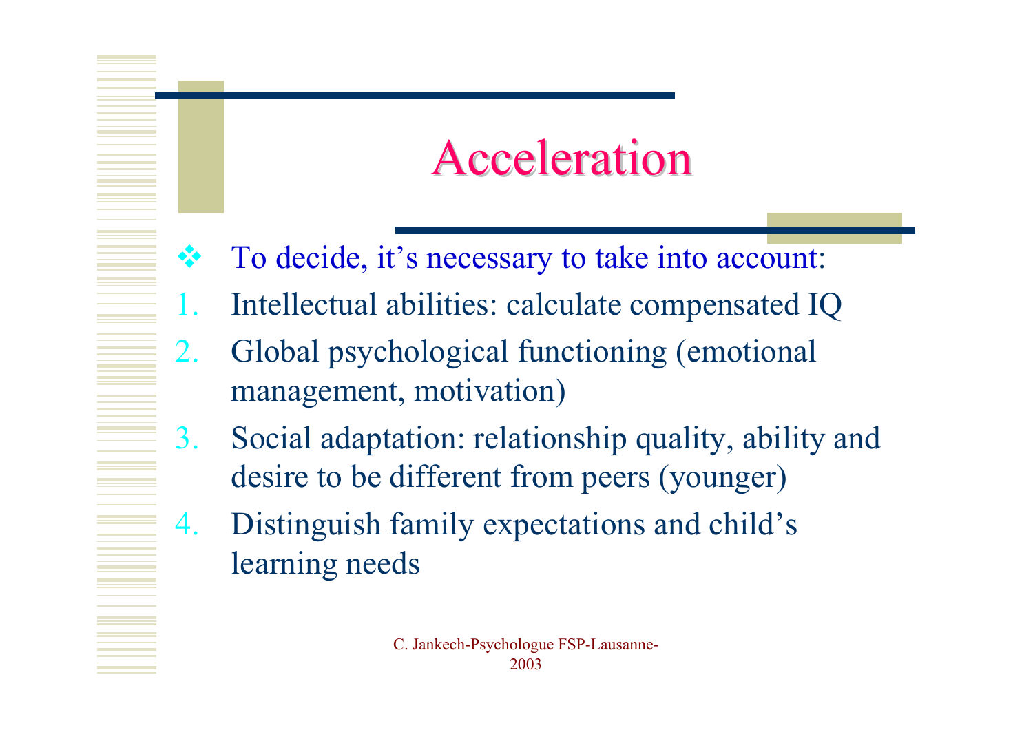# Acceleration

- To decide, it's necessary to take into account:

1. Intellectual abilities: calculate compensated IQ
2. Global psychological functioning (emotional management, motivation)
3. Social adaptation: relationship quality, ability and desire to be different from peers (younger)
4. Distinguish family expectations and child's learning needs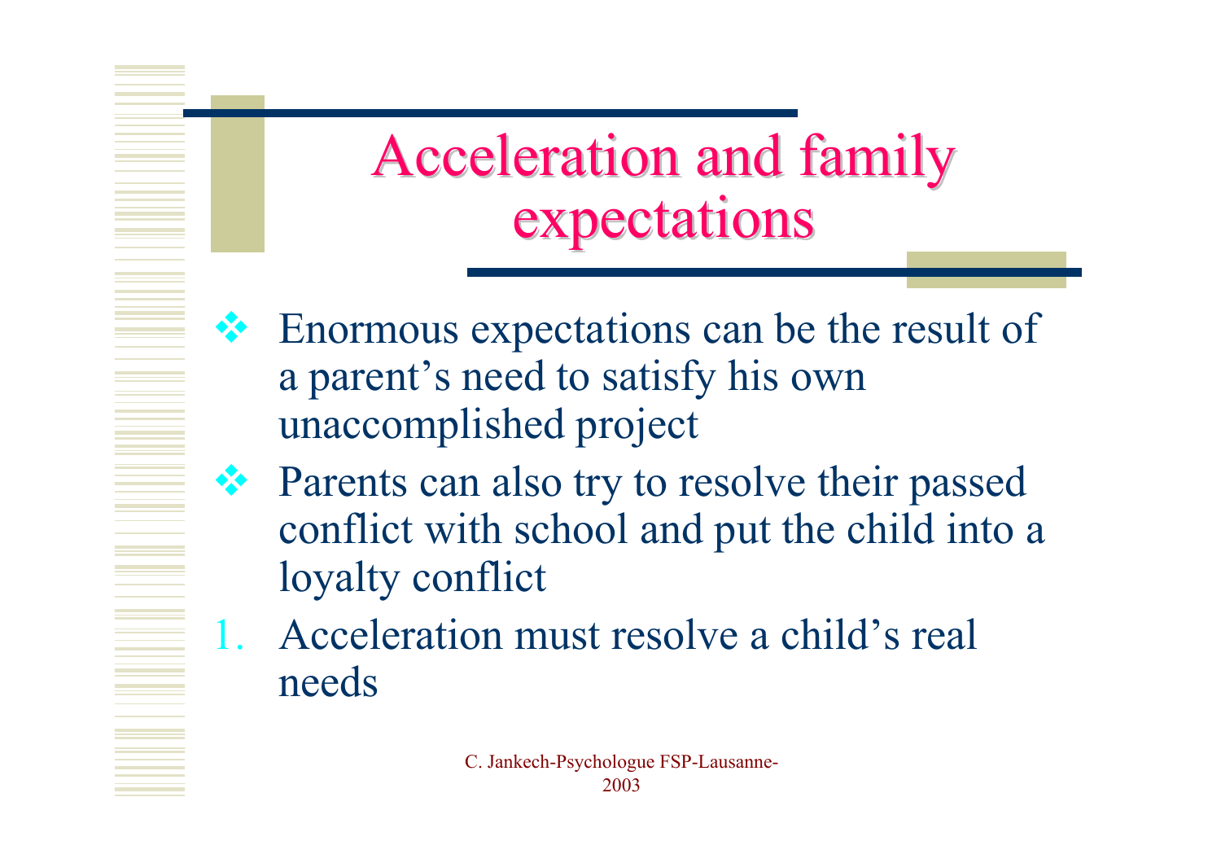# Acceleration and family expectations

- Enormous expectations can be the result of a parent's need to satisfy his own unaccomplished project
- Parents can also try to resolve their passed conflict with school and put the child into a loyalty conflict

1. Acceleration must resolve a child's real needs

C. Jankech-Psychologue FSP-Lausanne-2003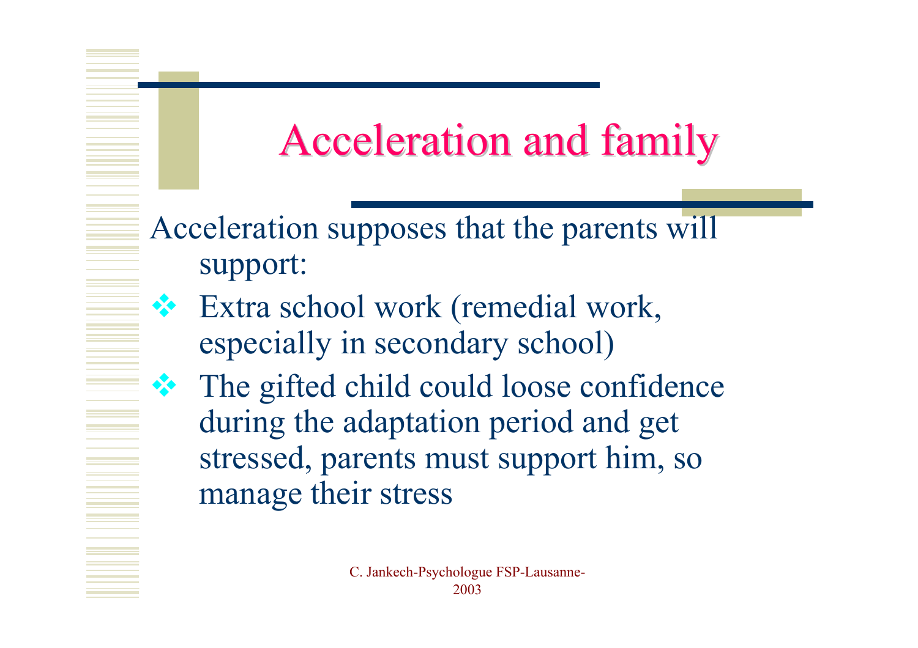# Acceleration and family

Acceleration supposes that the parents will support:

- Extra school work (remedial work, especially in secondary school)
- The gifted child could loose confidence during the adaptation period and get stressed, parents must support him, so manage their stress

C. Jankech-Psychologue FSP-Lausanne-2003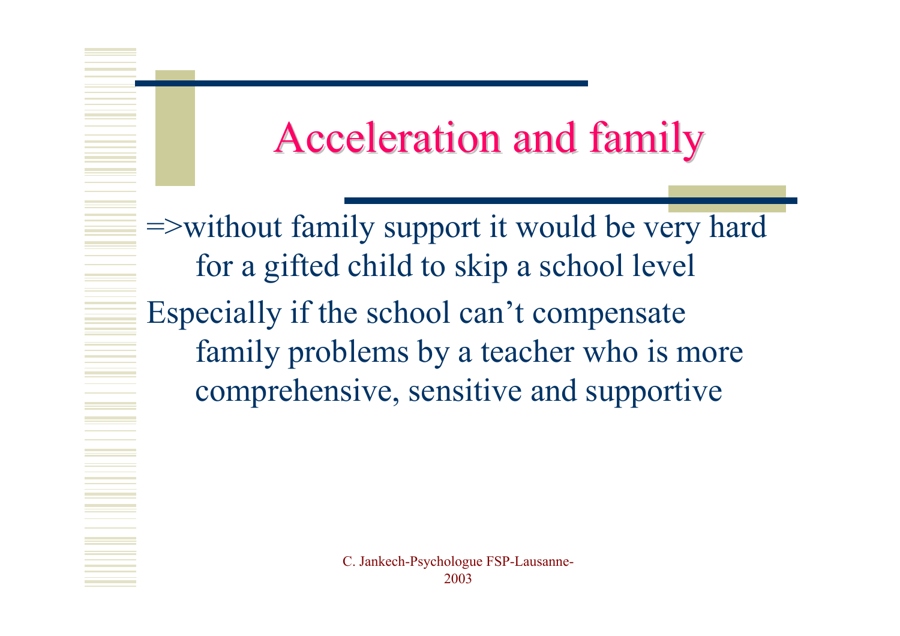# Acceleration and family

=>without family support it would be very hard for a gifted child to skip a school level

Especially if the school can't compensate family problems by a teacher who is more comprehensive, sensitive and supportive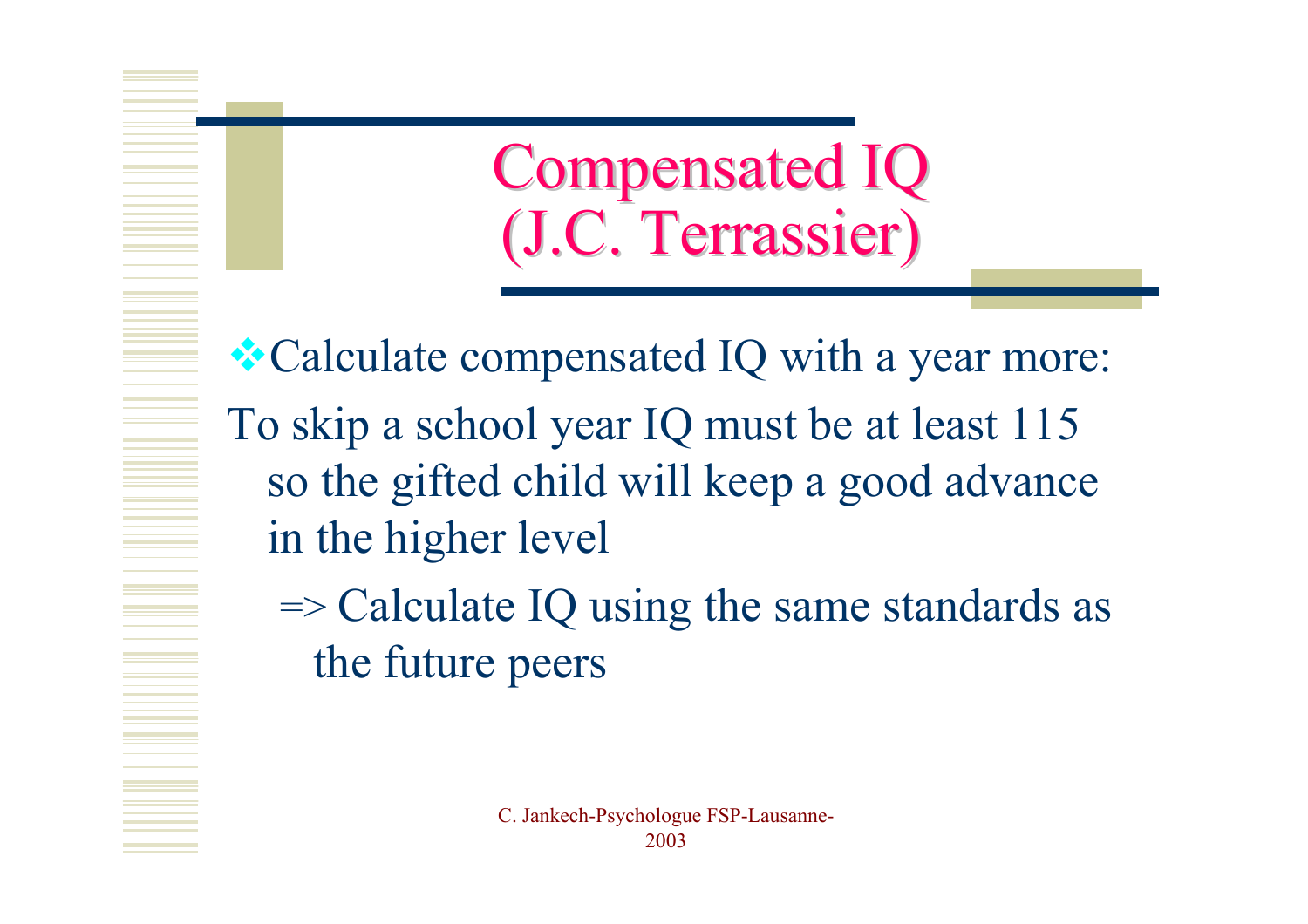# Compensated IQ (J.C. Terrassier)

- Calculate compensated IQ with a year more:

To skip a school year IQ must be at least 115 so the gifted child will keep a good advance in the higher level

=> Calculate IQ using the same standards as the future peers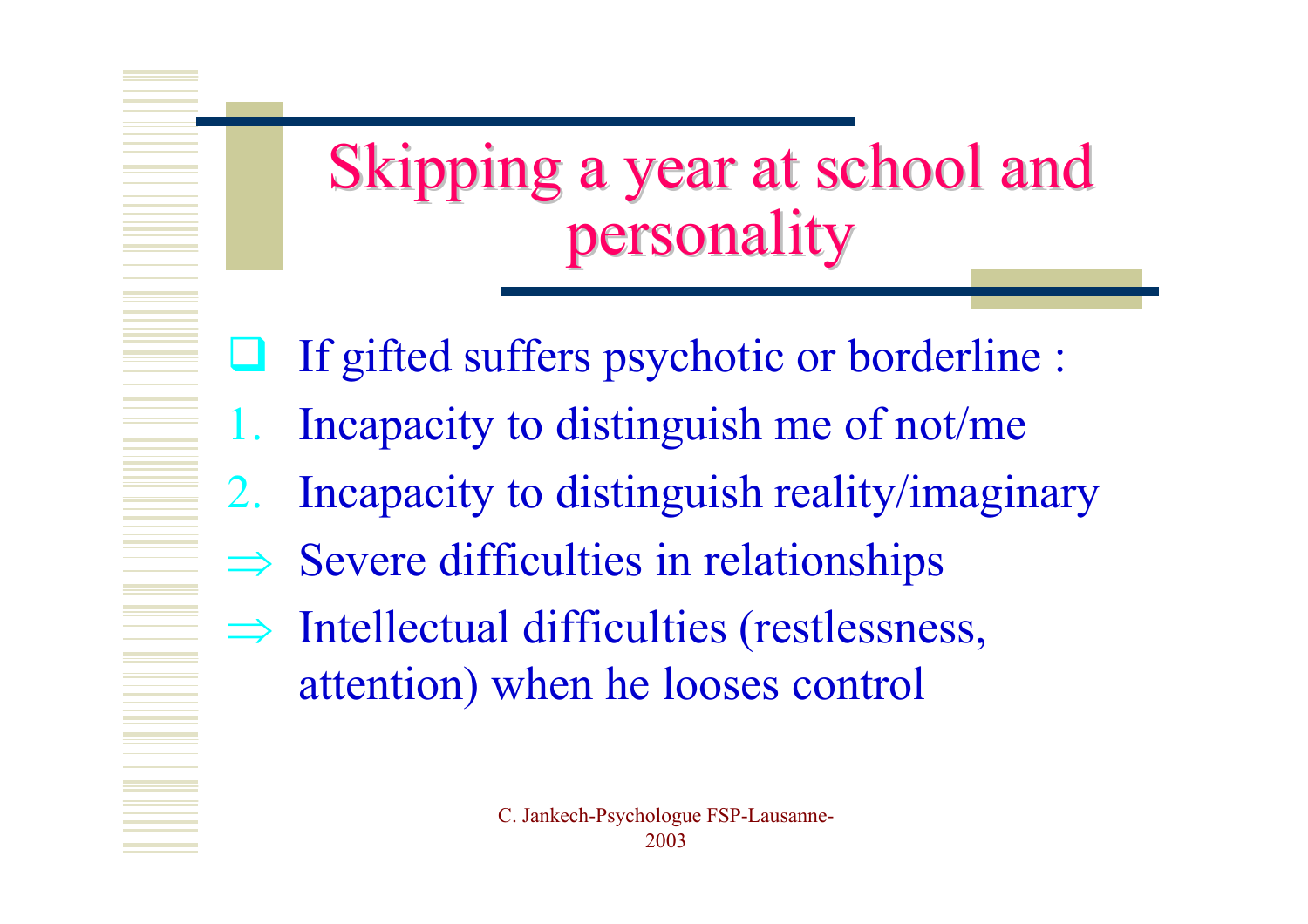# Skipping a year at school and personality

- If gifted suffers psychotic or borderline :

1. Incapacity to distinguish me of not/me
2. Incapacity to distinguish reality/imaginary

⇒ Severe difficulties in relationships

⇒ Intellectual difficulties (restlessness, attention) when he looses control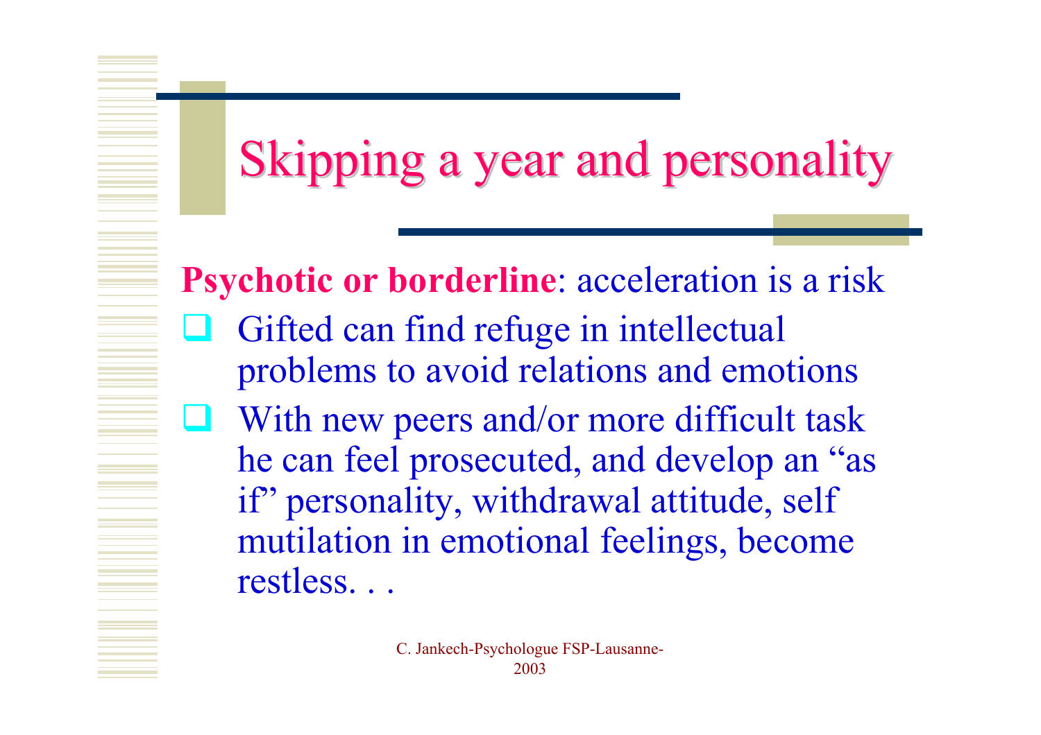# Skipping a year and personality

**Psychotic or borderline**: acceleration is a risk

- Gifted can find refuge in intellectual problems to avoid relations and emotions
- With new peers and/or more difficult task he can feel prosecuted, and develop an "as if" personality, withdrawal attitude, self mutilation in emotional feelings, become restless. . .

C. Jankech-Psychologue FSP-Lausanne-2003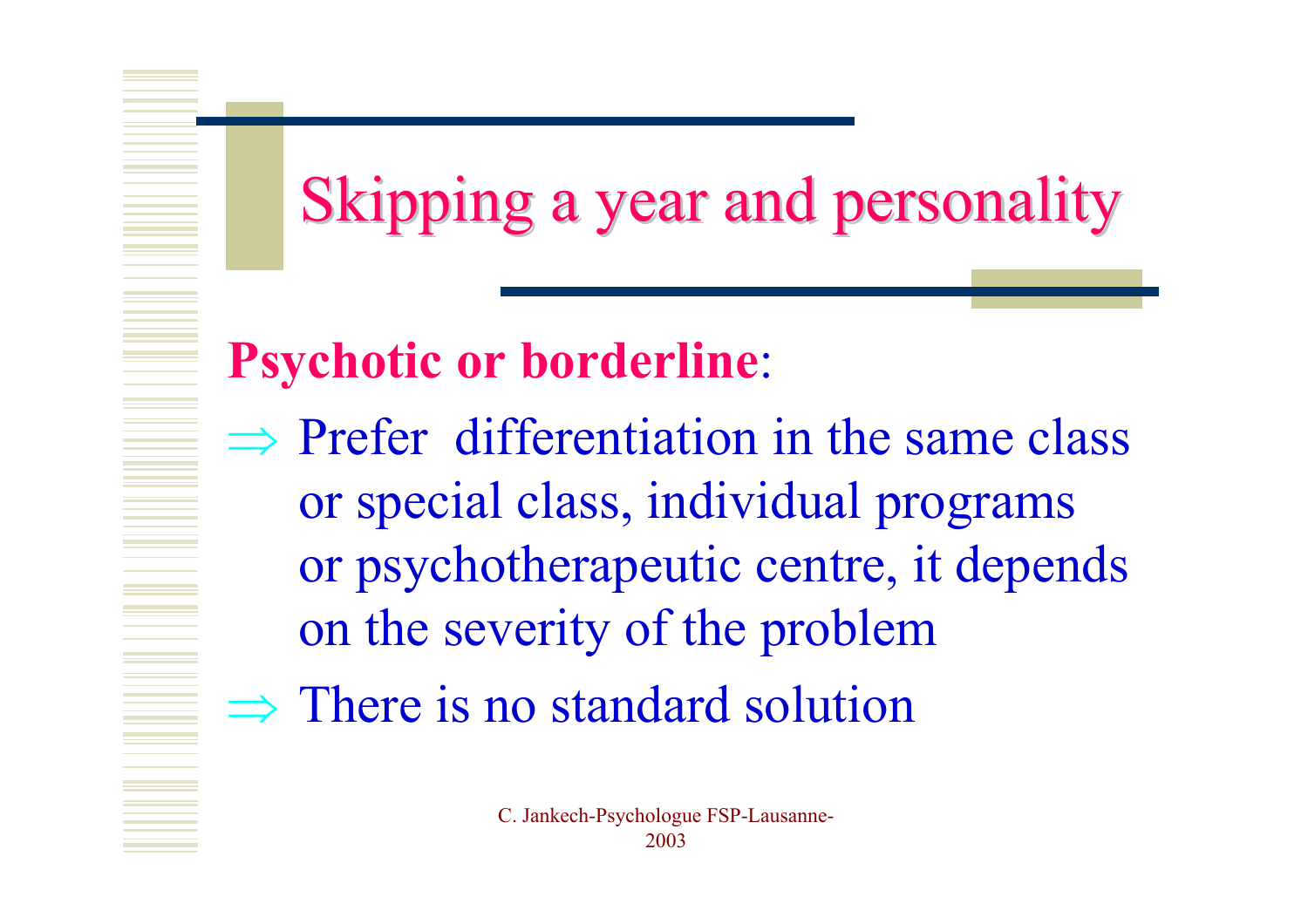# Skipping a year and personality

**Psychotic or borderline**:

⇒ Prefer differentiation in the same class or special class, individual programs or psychotherapeutic centre, it depends on the severity of the problem

⇒ There is no standard solution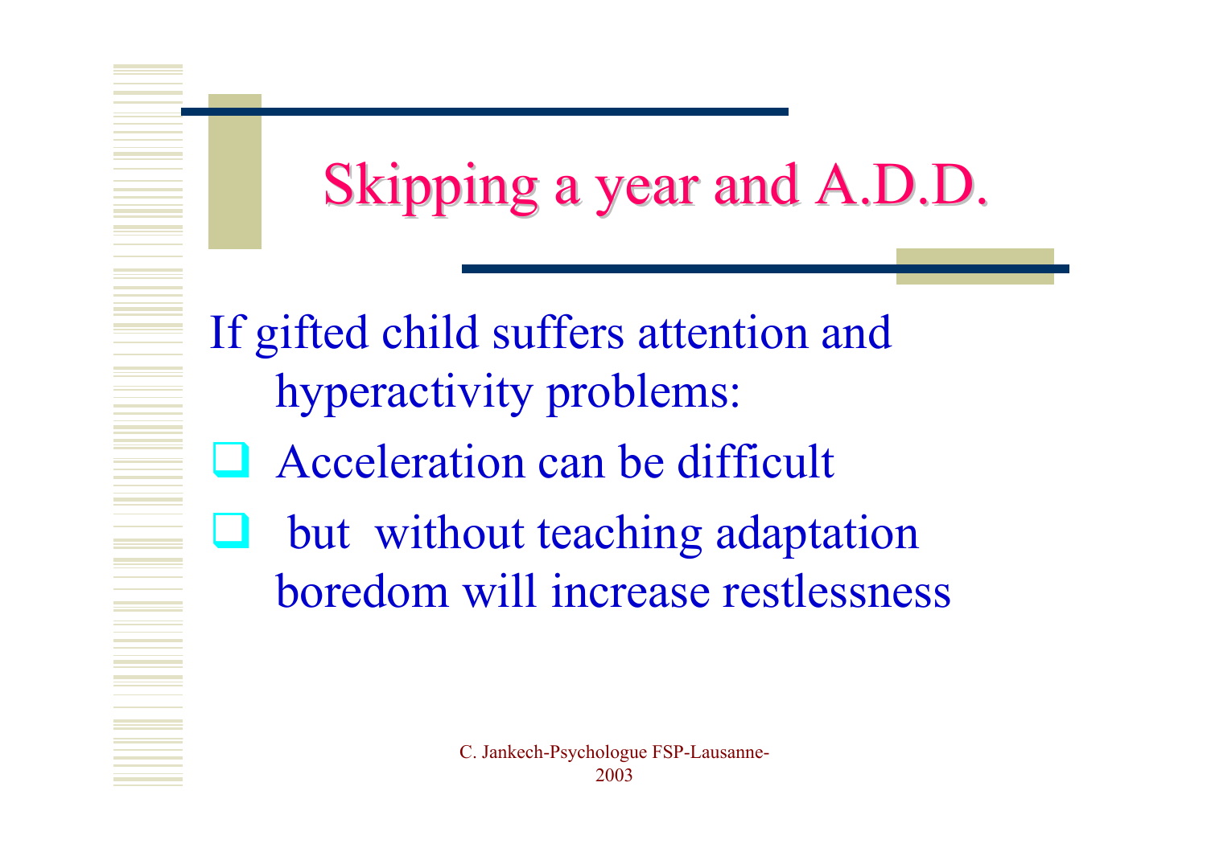# Skipping a year and A.D.D.

If gifted child suffers attention and hyperactivity problems:

- Acceleration can be difficult
- but without teaching adaptation boredom will increase restlessness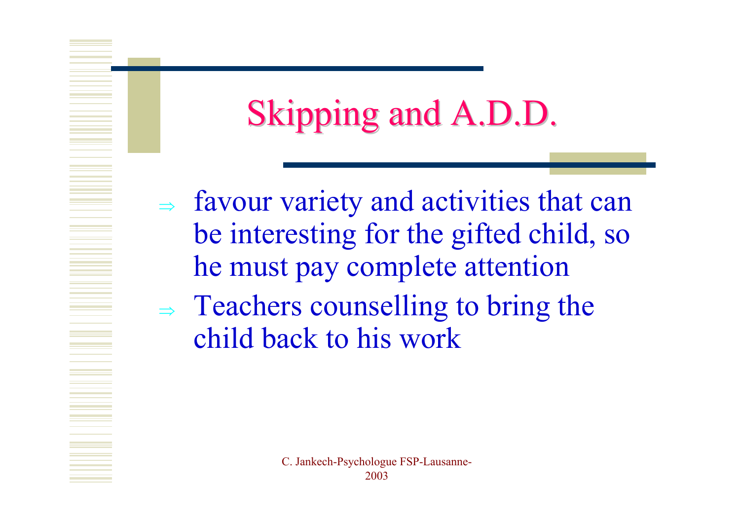# Skipping and A.D.D.

- ⇒ favour variety and activities that can be interesting for the gifted child, so he must pay complete attention
- ⇒ Teachers counselling to bring the child back to his work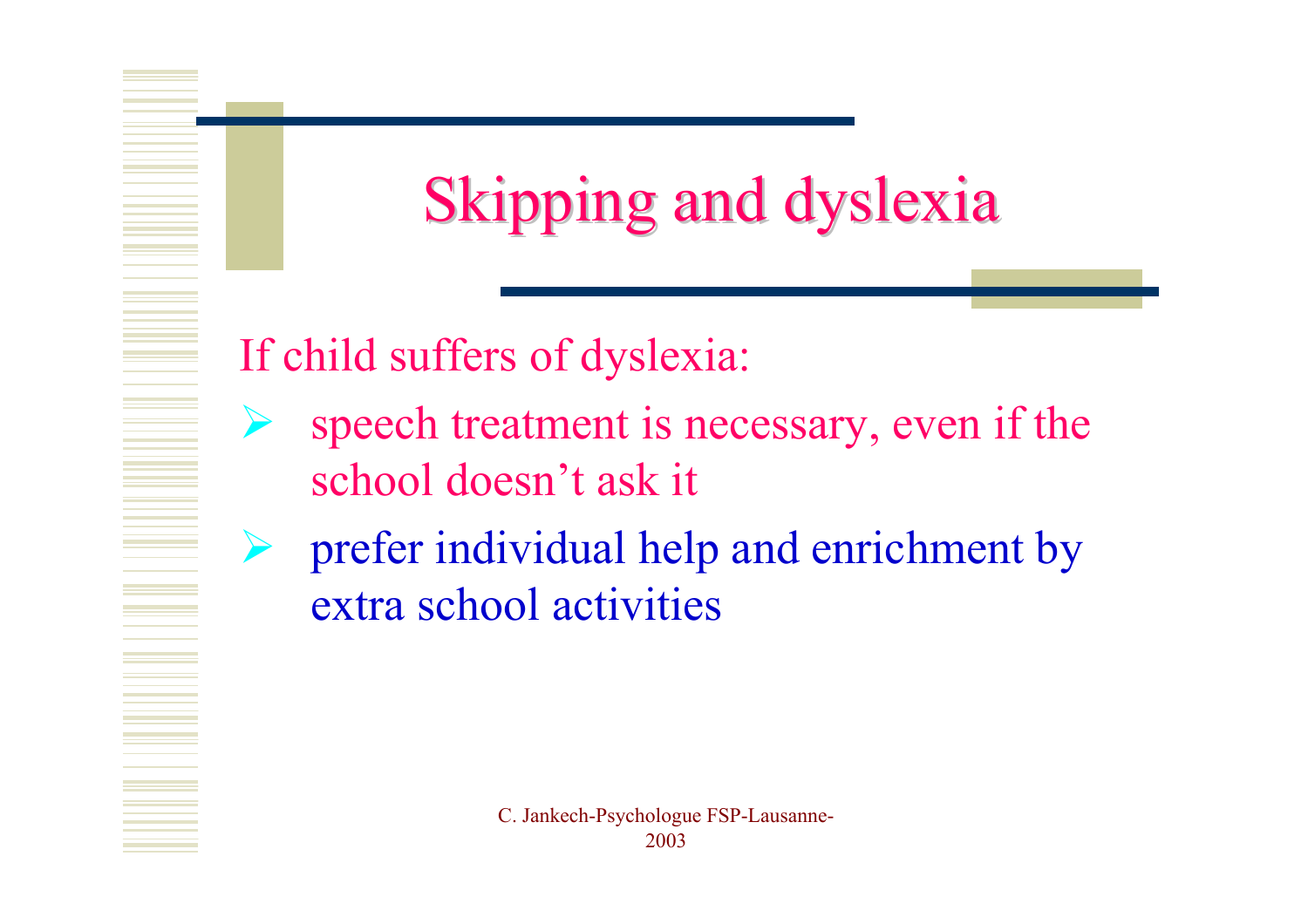# Skipping and dyslexia

If child suffers of dyslexia:

- speech treatment is necessary, even if the school doesn't ask it
- prefer individual help and enrichment by extra school activities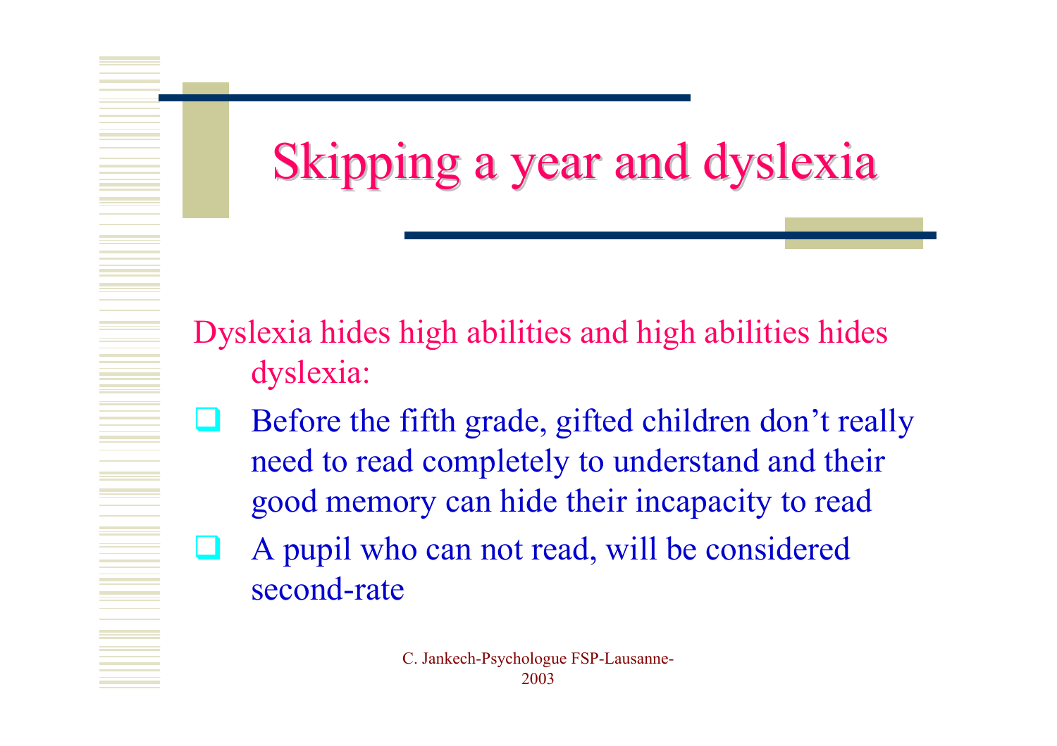# Skipping a year and dyslexia

Dyslexia hides high abilities and high abilities hides dyslexia:

- Before the fifth grade, gifted children don't really need to read completely to understand and their good memory can hide their incapacity to read
- A pupil who can not read, will be considered second-rate

C. Jankech-Psychologue FSP-Lausanne-2003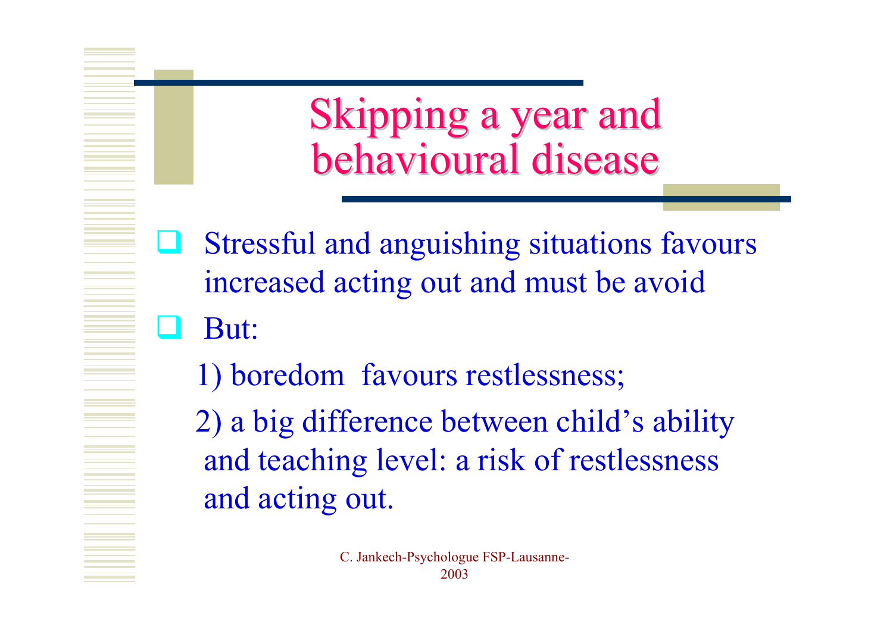# Skipping a year and behavioural disease

- Stressful and anguishing situations favours increased acting out and must be avoid
- But:

  1) boredom  favours restlessness;

  2) a big difference between child's ability and teaching level: a risk of restlessness and acting out.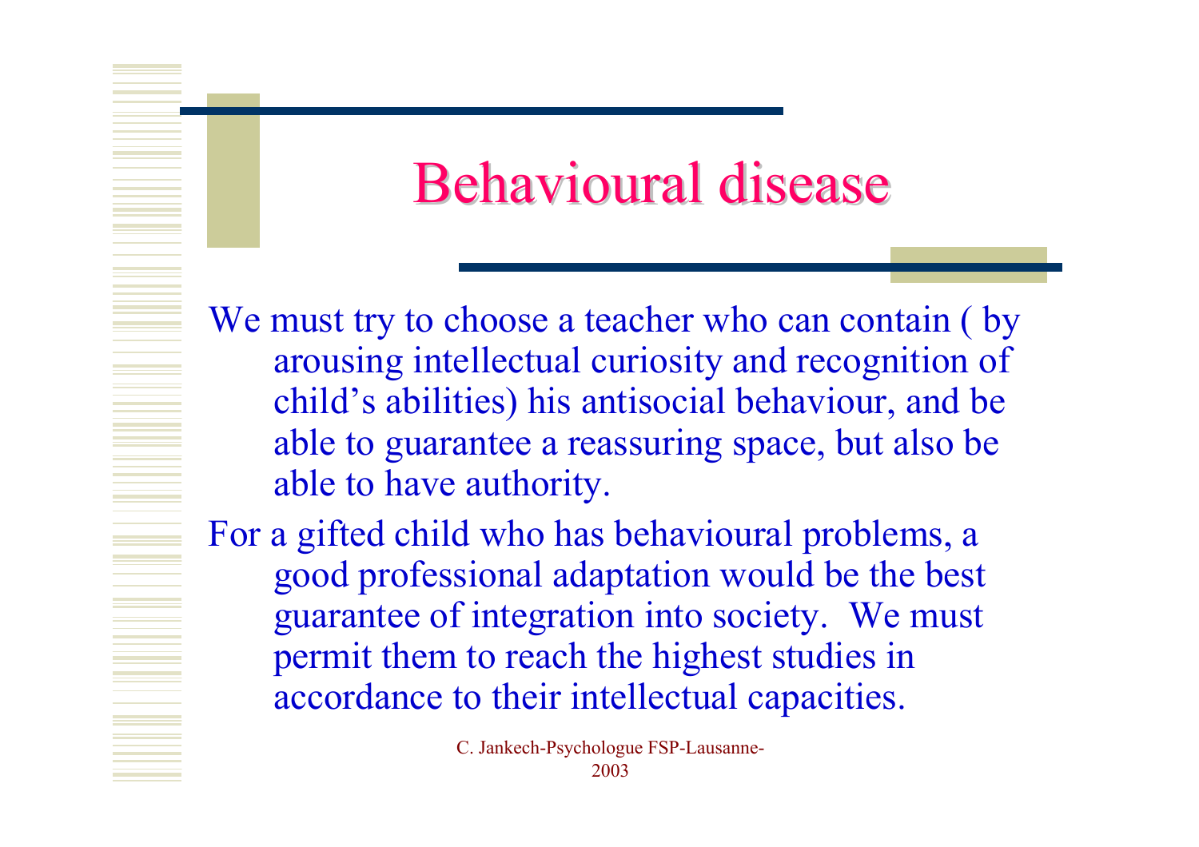# Behavioural disease

We must try to choose a teacher who can contain ( by arousing intellectual curiosity and recognition of child's abilities) his antisocial behaviour, and be able to guarantee a reassuring space, but also be able to have authority.

For a gifted child who has behavioural problems, a good professional adaptation would be the best guarantee of integration into society. We must permit them to reach the highest studies in accordance to their intellectual capacities.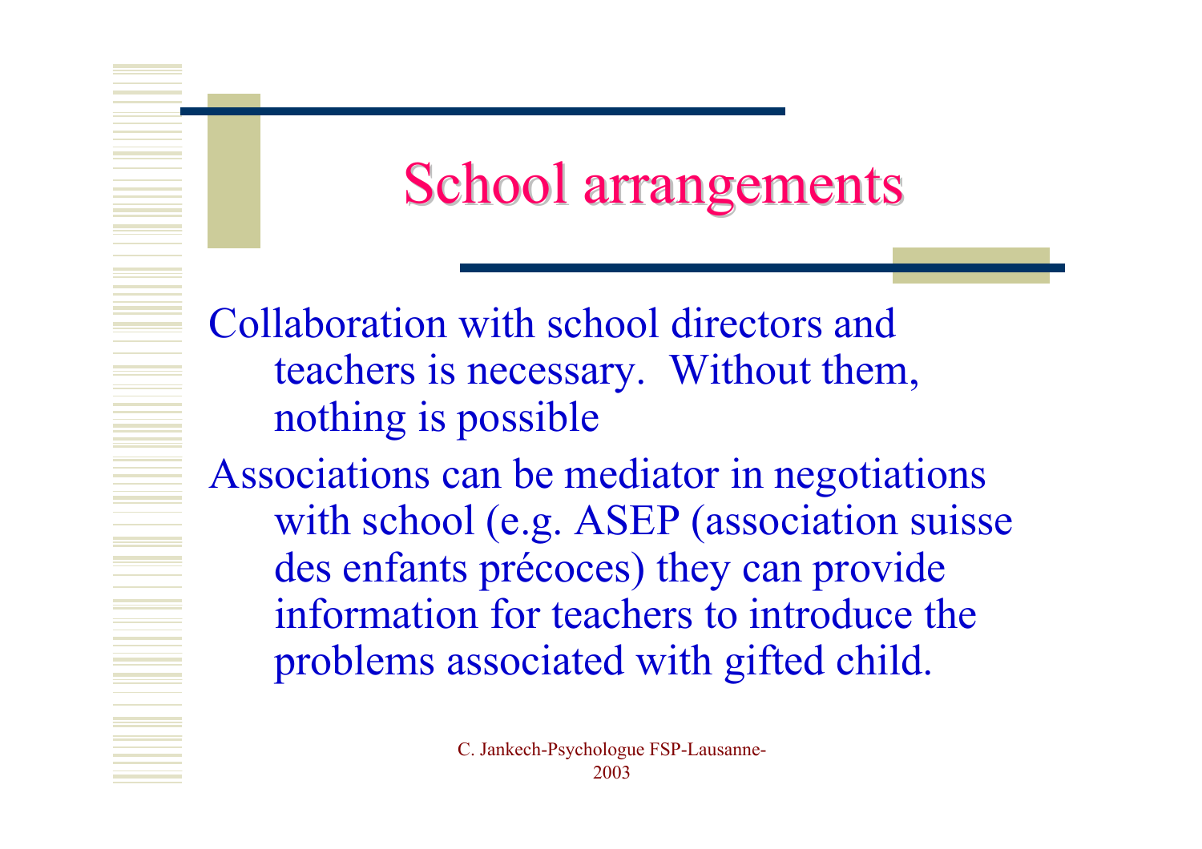# School arrangements

Collaboration with school directors and teachers is necessary.  Without them, nothing is possible

Associations can be mediator in negotiations with school (e.g. ASEP (association suisse des enfants précoces) they can provide information for teachers to introduce the problems associated with gifted child.

C. Jankech-Psychologue FSP-Lausanne-2003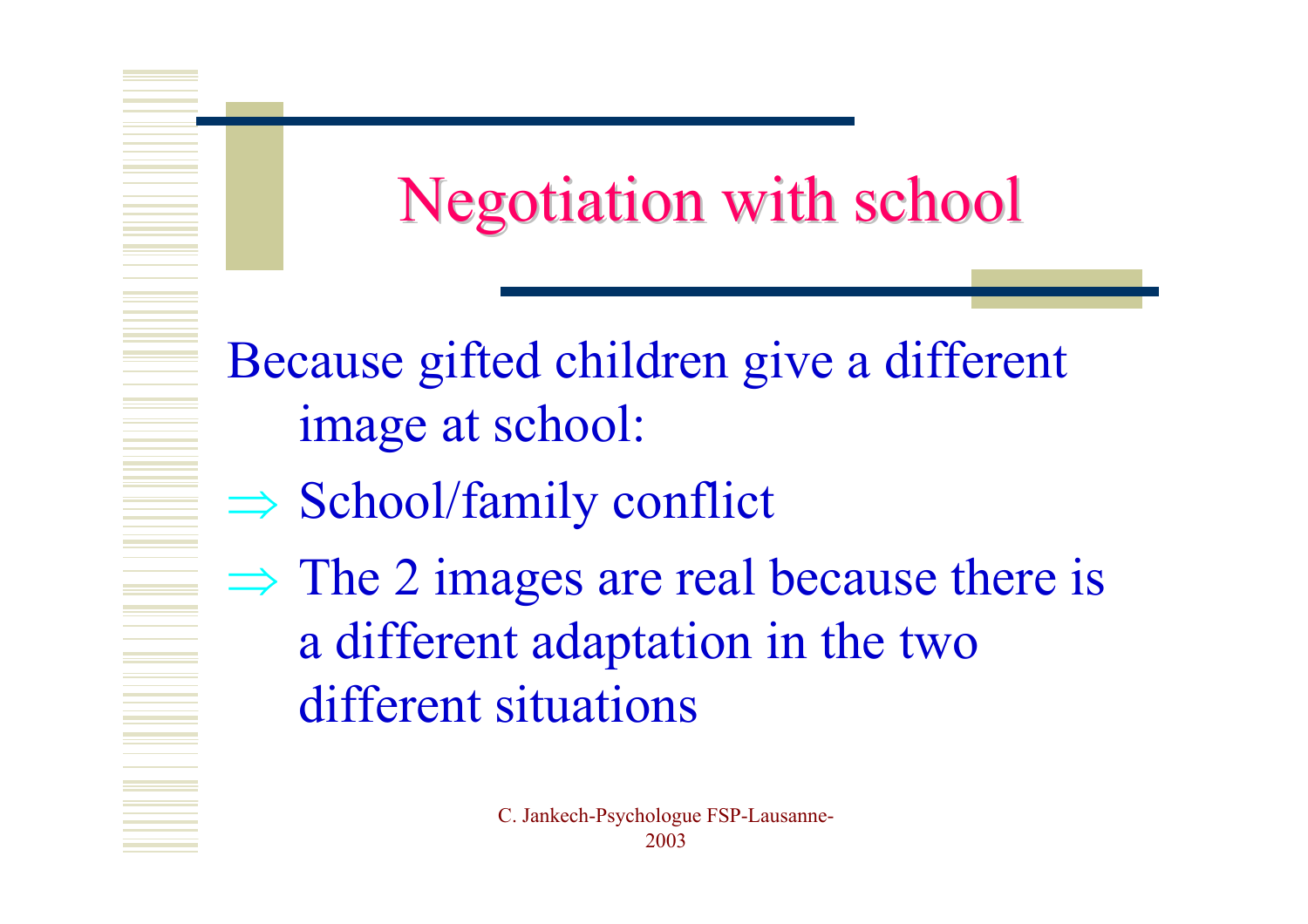# Negotiation with school

Because gifted children give a different image at school:

⇒ School/family conflict

⇒ The 2 images are real because there is a different adaptation in the two different situations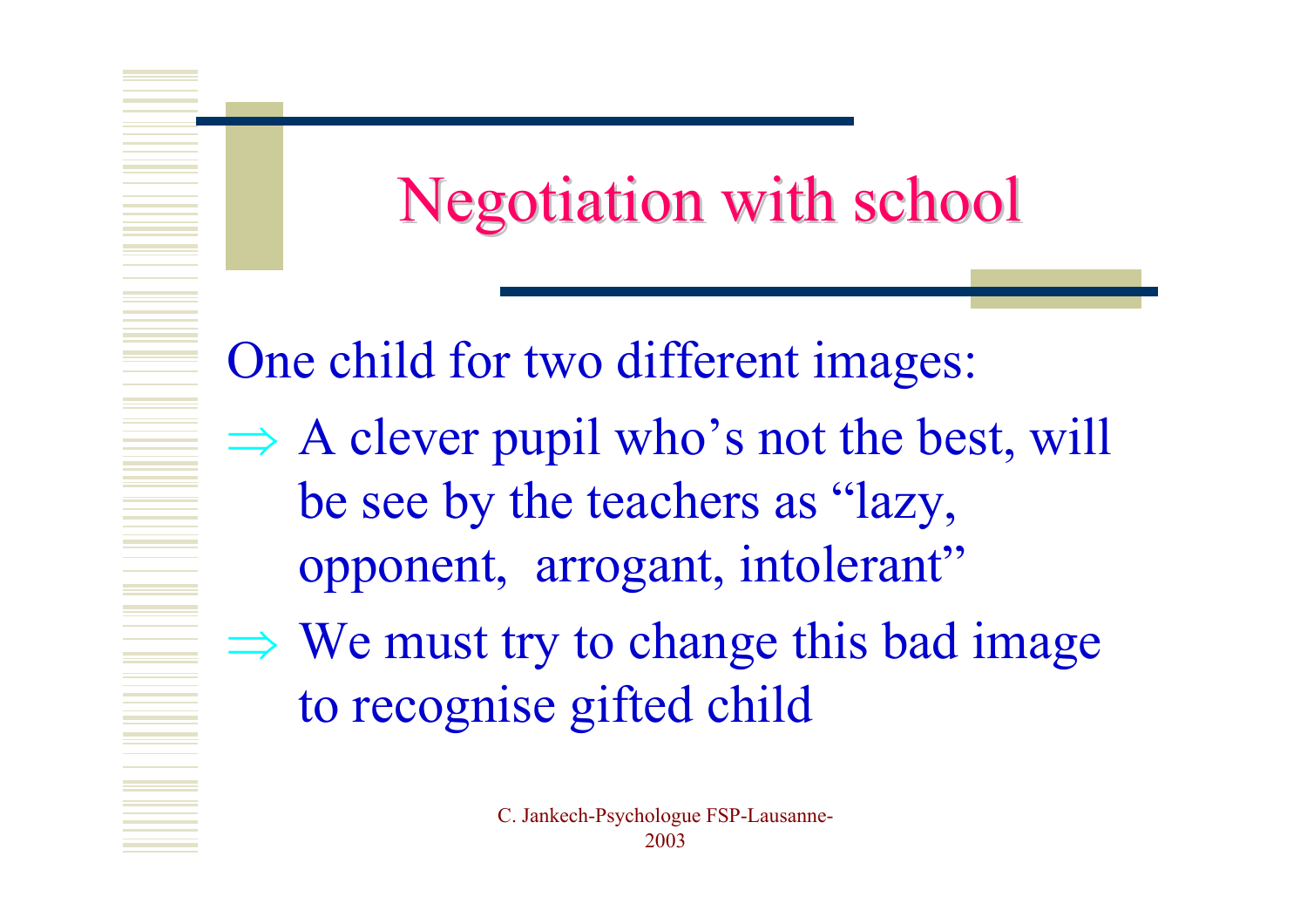# Negotiation with school

One child for two different images:

⇒ A clever pupil who's not the best, will be see by the teachers as "lazy, opponent, arrogant, intolerant"

⇒ We must try to change this bad image to recognise gifted child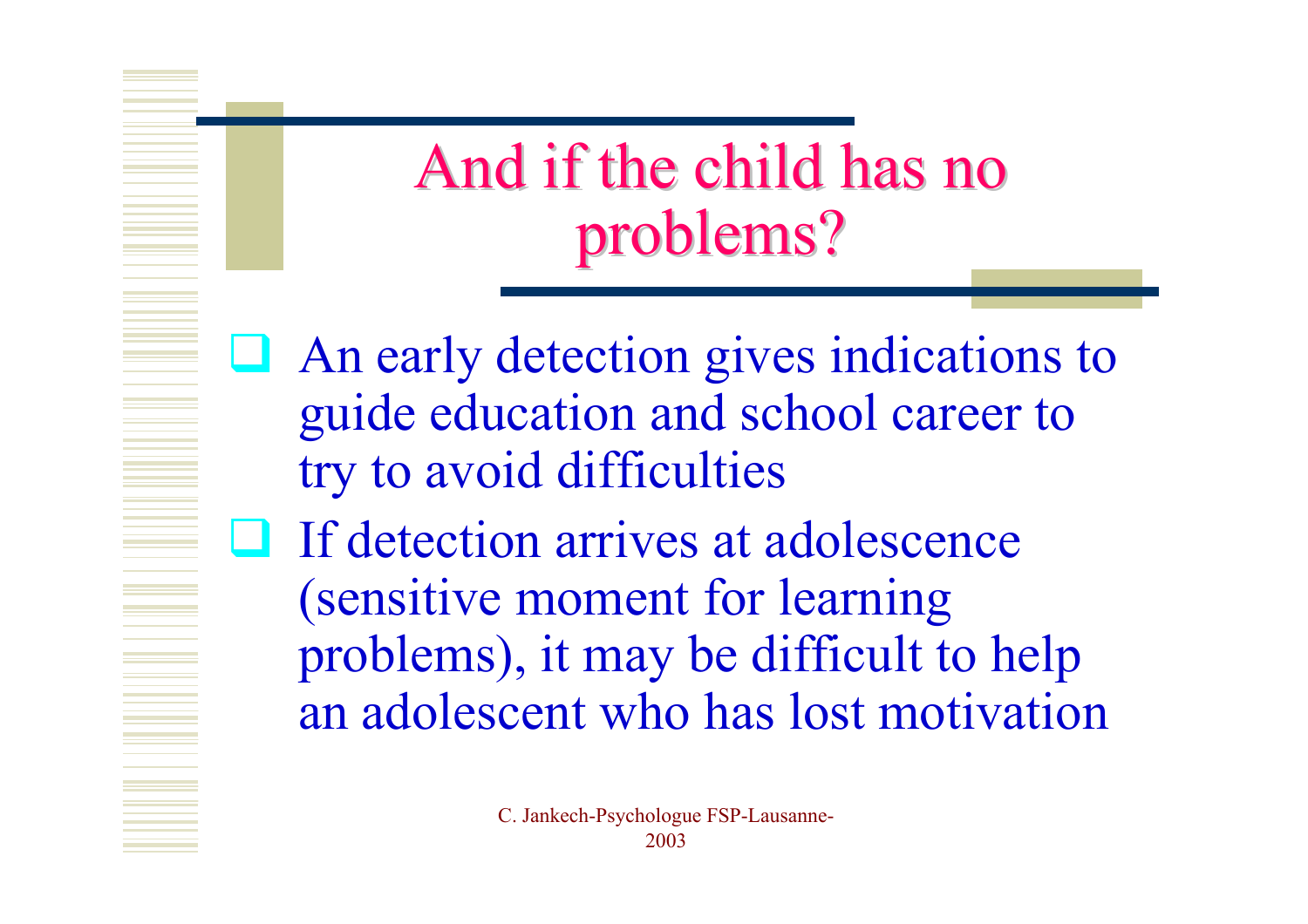# And if the child has no problems?

- An early detection gives indications to guide education and school career to try to avoid difficulties
- If detection arrives at adolescence (sensitive moment for learning problems), it may be difficult to help an adolescent who has lost motivation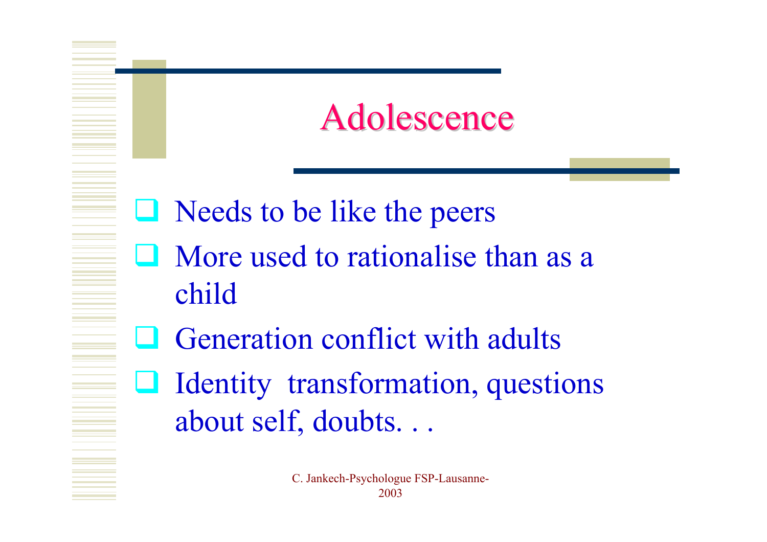# Adolescence

- Needs to be like the peers
- More used to rationalise than as a child
- Generation conflict with adults
- Identity  transformation, questions about self, doubts. . .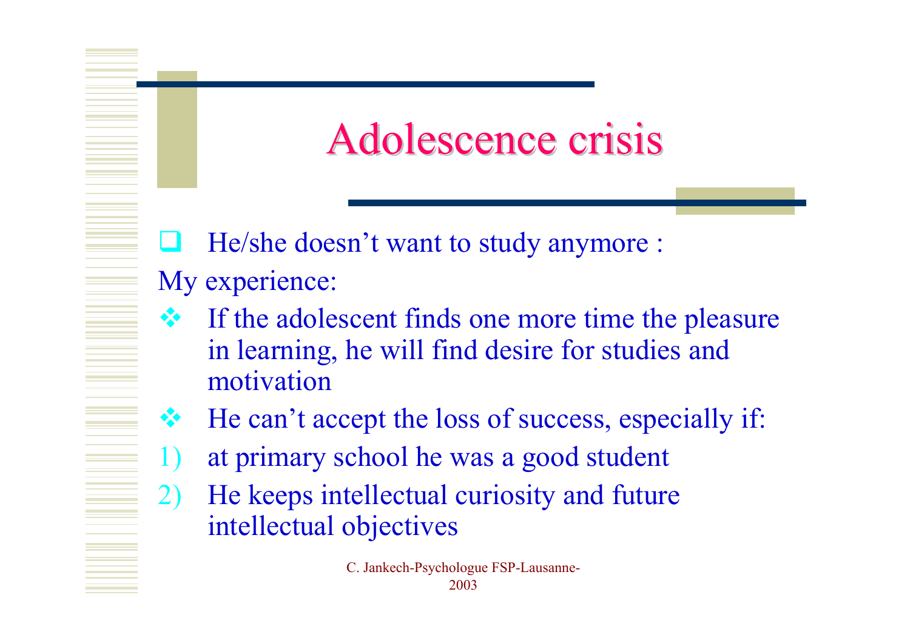# Adolescence crisis

- He/she doesn't want to study anymore :

My experience:

- If the adolescent finds one more time the pleasure in learning, he will find desire for studies and motivation
- He can't accept the loss of success, especially if:

1) at primary school he was a good student
2) He keeps intellectual curiosity and future intellectual objectives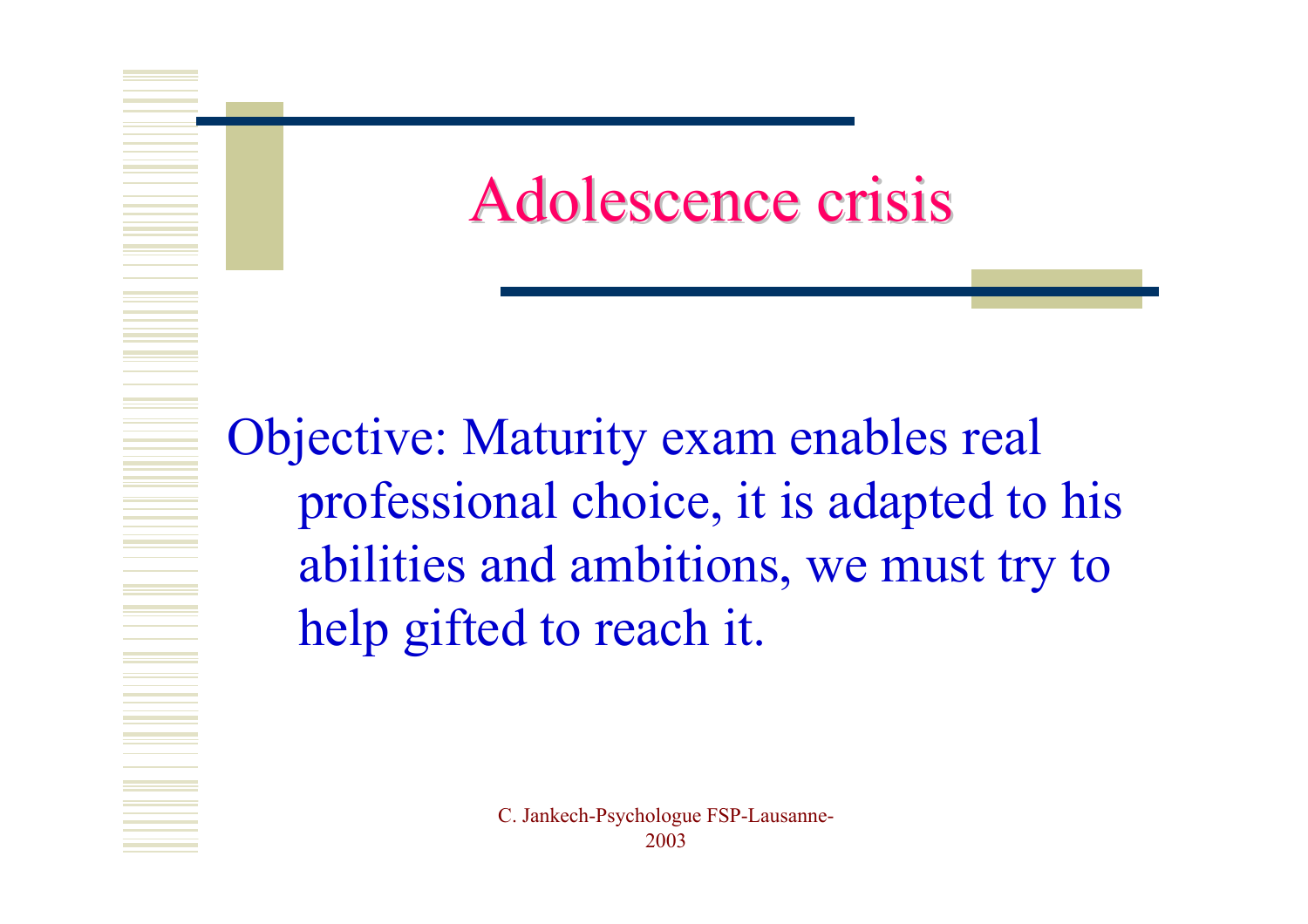# Adolescence crisis

Objective: Maturity exam enables real professional choice, it is adapted to his abilities and ambitions, we must try to help gifted to reach it.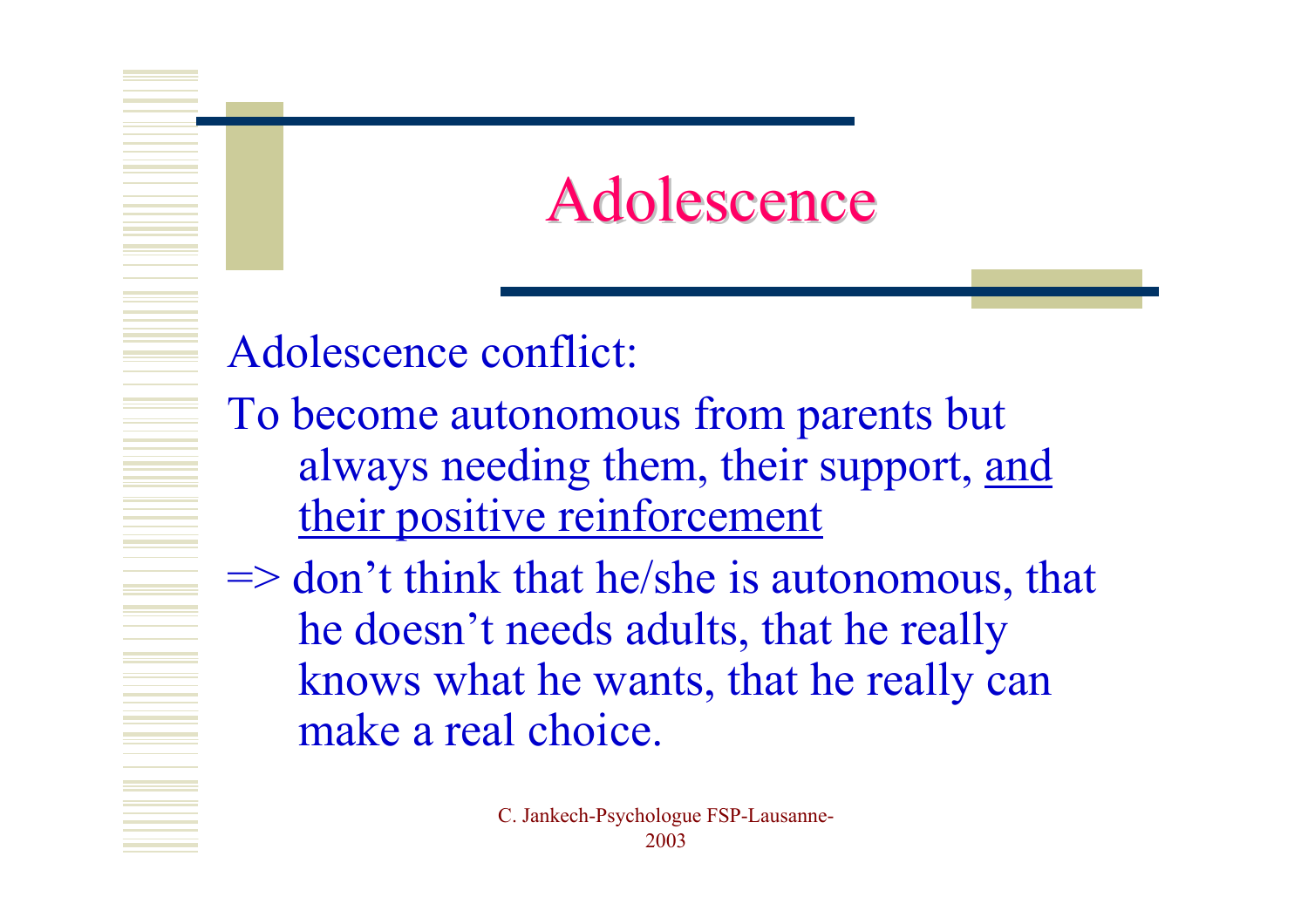# Adolescence

Adolescence conflict:

To become autonomous from parents but always needing them, their support, <u>and their positive reinforcement</u>

=> don't think that he/she is autonomous, that he doesn't needs adults, that he really knows what he wants, that he really can make a real choice.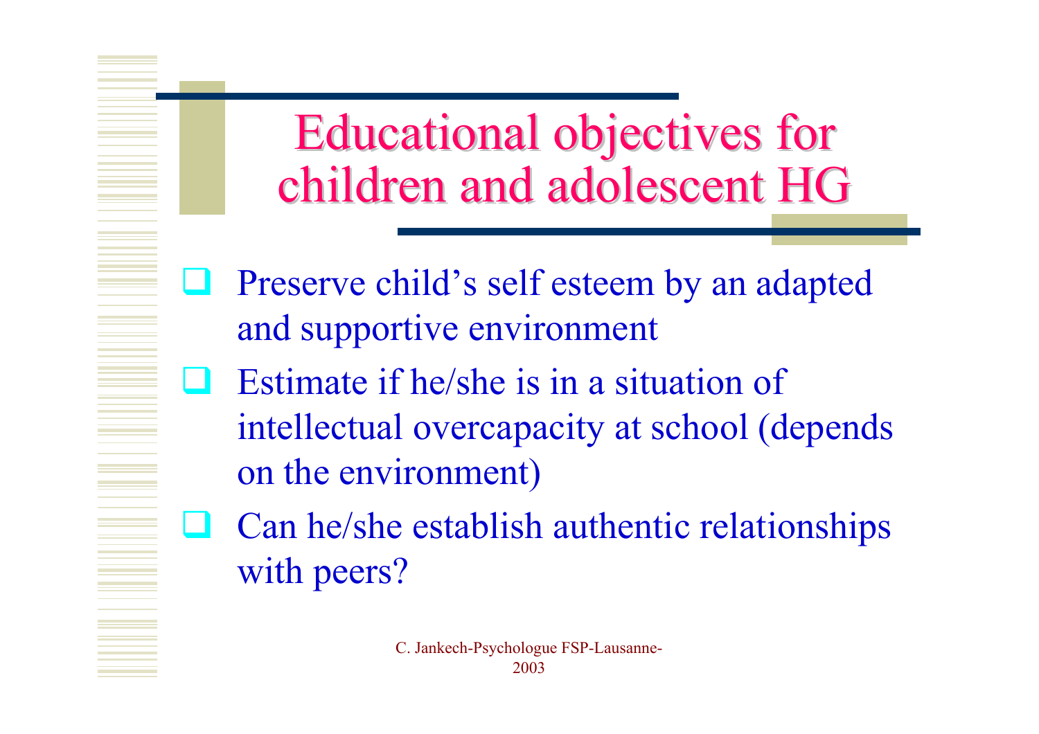# Educational objectives for children and adolescent HG

- Preserve child's self esteem by an adapted and supportive environment
- Estimate if he/she is in a situation of intellectual overcapacity at school (depends on the environment)
- Can he/she establish authentic relationships with peers?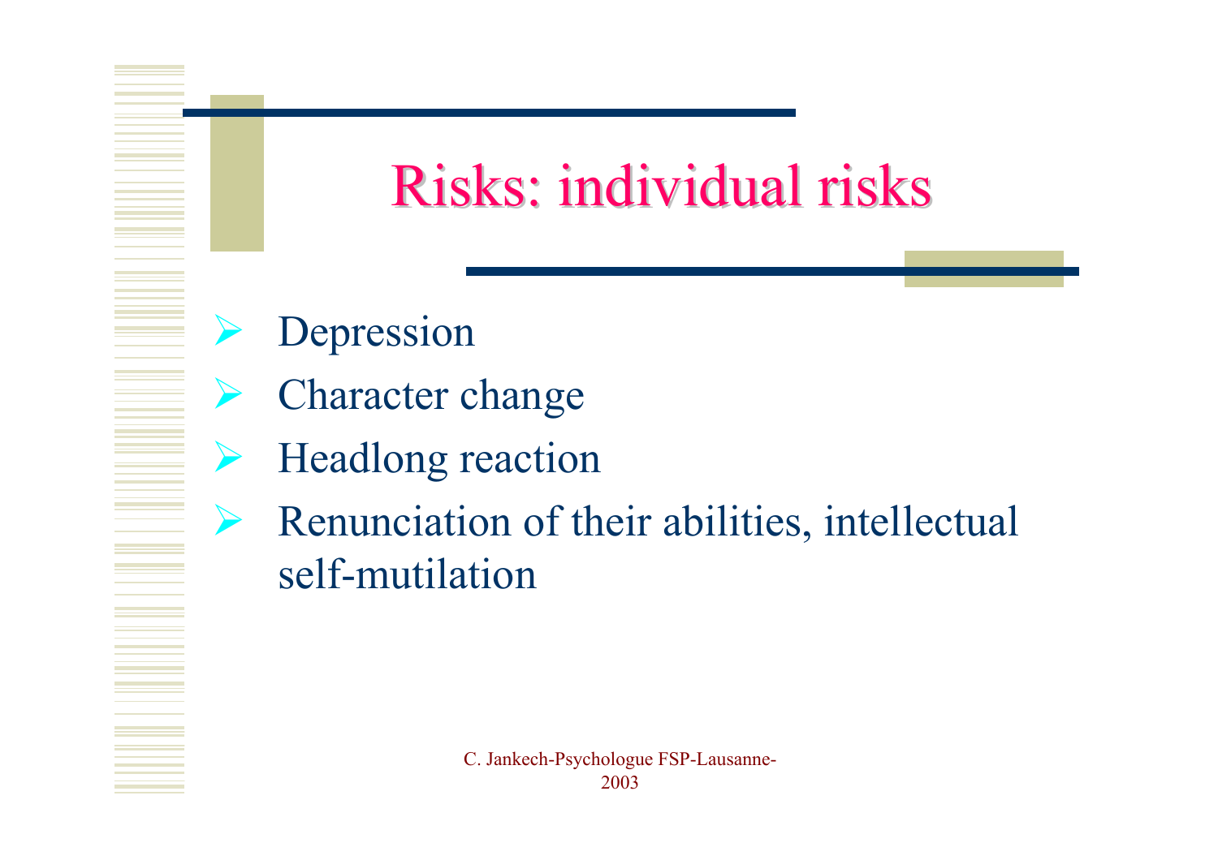# Risks: individual risks

- Depression
- Character change
- Headlong reaction
- Renunciation of their abilities, intellectual self-mutilation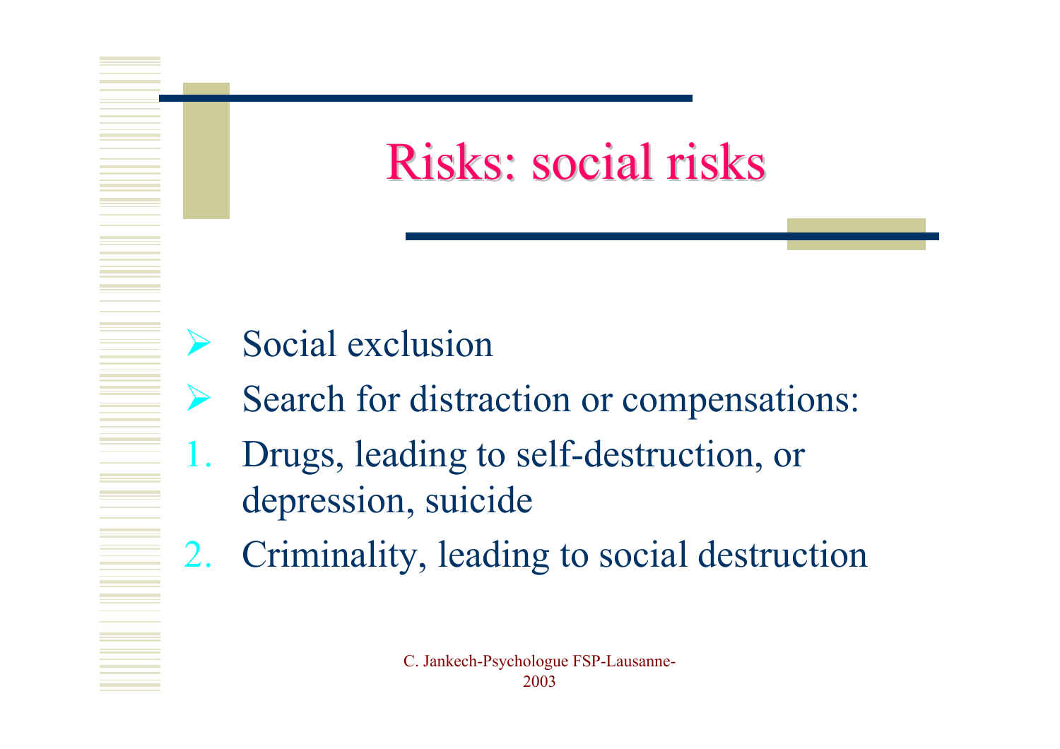# Risks: social risks

- Social exclusion
- Search for distraction or compensations:

1. Drugs, leading to self-destruction, or depression, suicide
2. Criminality, leading to social destruction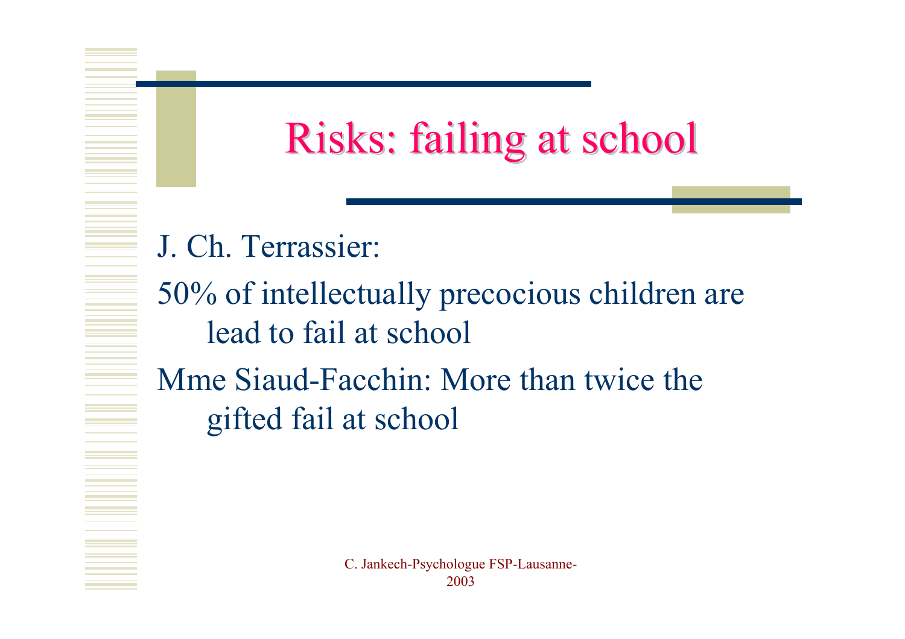# Risks: failing at school

J. Ch. Terrassier:

50% of intellectually precocious children are lead to fail at school

Mme Siaud-Facchin: More than twice the gifted fail at school